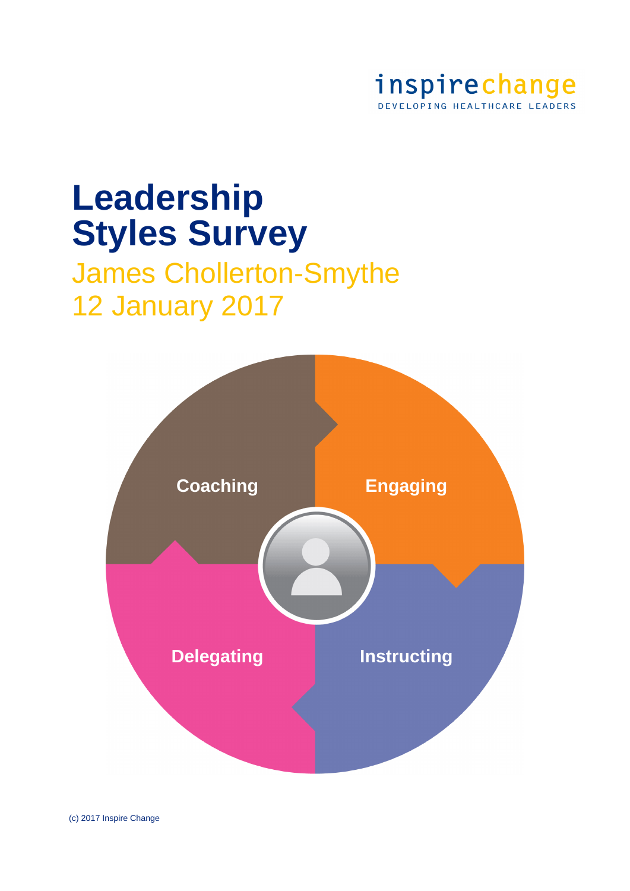inspirechange
DEVELOPING HEALTHCARE LEADERS

# Leadership Styles Survey

## James Chollerton-Smythe
## 12 January 2017

Coaching

Engaging

Delegating

Instructing

(c) 2017 Inspire Change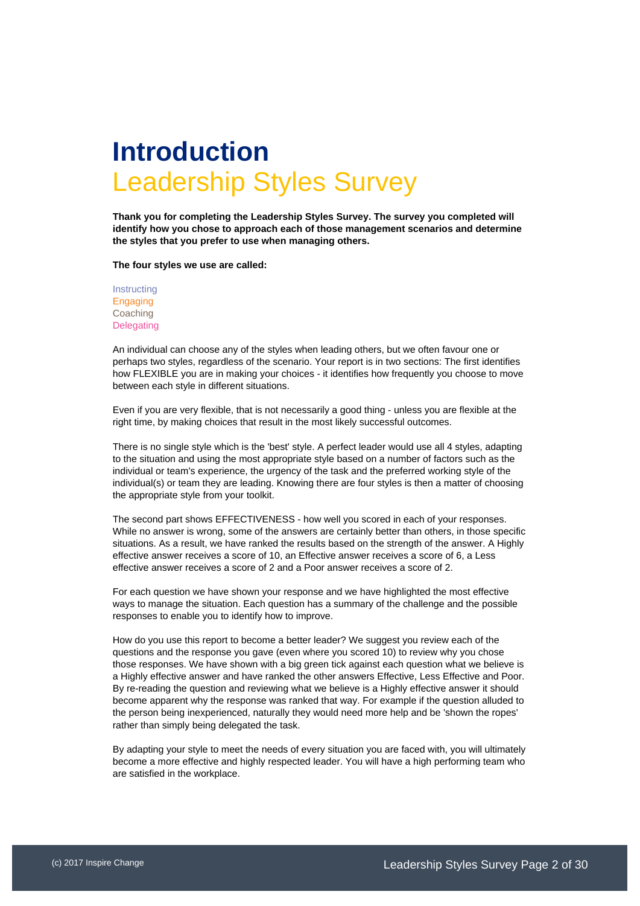# Introduction

## Leadership Styles Survey

**Thank you for completing the Leadership Styles Survey. The survey you completed will identify how you chose to approach each of those management scenarios and determine the styles that you prefer to use when managing others.**

**The four styles we use are called:**

Instructing
Engaging
Coaching
Delegating

An individual can choose any of the styles when leading others, but we often favour one or perhaps two styles, regardless of the scenario. Your report is in two sections: The first identifies how FLEXIBLE you are in making your choices - it identifies how frequently you choose to move between each style in different situations.

Even if you are very flexible, that is not necessarily a good thing - unless you are flexible at the right time, by making choices that result in the most likely successful outcomes.

There is no single style which is the 'best' style. A perfect leader would use all 4 styles, adapting to the situation and using the most appropriate style based on a number of factors such as the individual or team's experience, the urgency of the task and the preferred working style of the individual(s) or team they are leading. Knowing there are four styles is then a matter of choosing the appropriate style from your toolkit.

The second part shows EFFECTIVENESS - how well you scored in each of your responses. While no answer is wrong, some of the answers are certainly better than others, in those specific situations. As a result, we have ranked the results based on the strength of the answer. A Highly effective answer receives a score of 10, an Effective answer receives a score of 6, a Less effective answer receives a score of 2 and a Poor answer receives a score of 2.

For each question we have shown your response and we have highlighted the most effective ways to manage the situation. Each question has a summary of the challenge and the possible responses to enable you to identify how to improve.

How do you use this report to become a better leader? We suggest you review each of the questions and the response you gave (even where you scored 10) to review why you chose those responses. We have shown with a big green tick against each question what we believe is a Highly effective answer and have ranked the other answers Effective, Less Effective and Poor. By re-reading the question and reviewing what we believe is a Highly effective answer it should become apparent why the response was ranked that way. For example if the question alluded to the person being inexperienced, naturally they would need more help and be 'shown the ropes' rather than simply being delegated the task.

By adapting your style to meet the needs of every situation you are faced with, you will ultimately become a more effective and highly respected leader. You will have a high performing team who are satisfied in the workplace.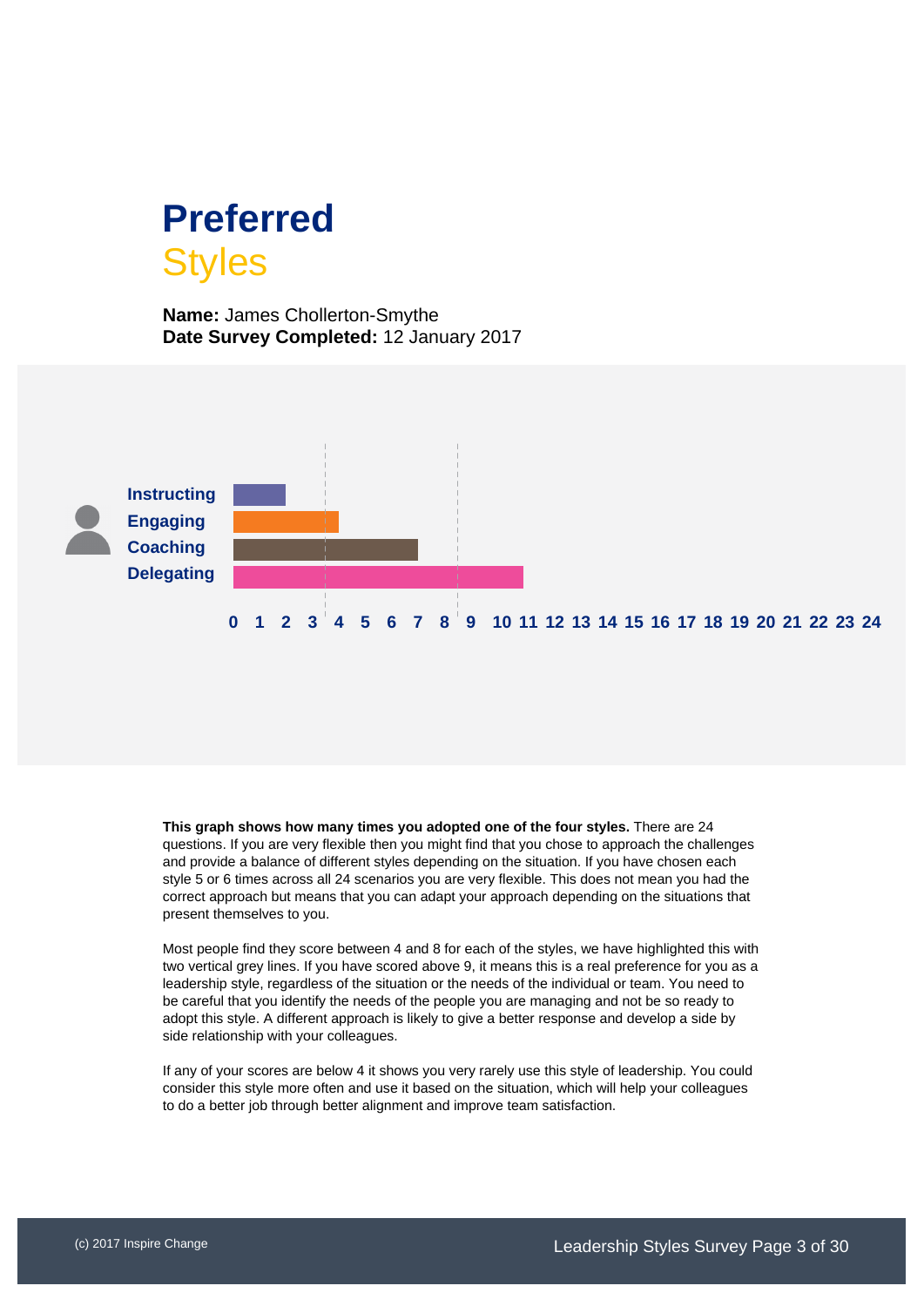# Preferred Styles

**Name:** James Chollerton-Smythe
**Date Survey Completed:** 12 January 2017

Instructing
Engaging
Coaching
Delegating

0 1 2 3 4 5 6 7 8 9 10 11 12 13 14 15 16 17 18 19 20 21 22 23 24

**This graph shows how many times you adopted one of the four styles.** There are 24 questions. If you are very flexible then you might find that you chose to approach the challenges and provide a balance of different styles depending on the situation. If you have chosen each style 5 or 6 times across all 24 scenarios you are very flexible. This does not mean you had the correct approach but means that you can adapt your approach depending on the situations that present themselves to you.

Most people find they score between 4 and 8 for each of the styles, we have highlighted this with two vertical grey lines. If you have scored above 9, it means this is a real preference for you as a leadership style, regardless of the situation or the needs of the individual or team. You need to be careful that you identify the needs of the people you are managing and not be so ready to adopt this style. A different approach is likely to give a better response and develop a side by side relationship with your colleagues.

If any of your scores are below 4 it shows you very rarely use this style of leadership. You could consider this style more often and use it based on the situation, which will help your colleagues to do a better job through better alignment and improve team satisfaction.

(c) 2017 Inspire Change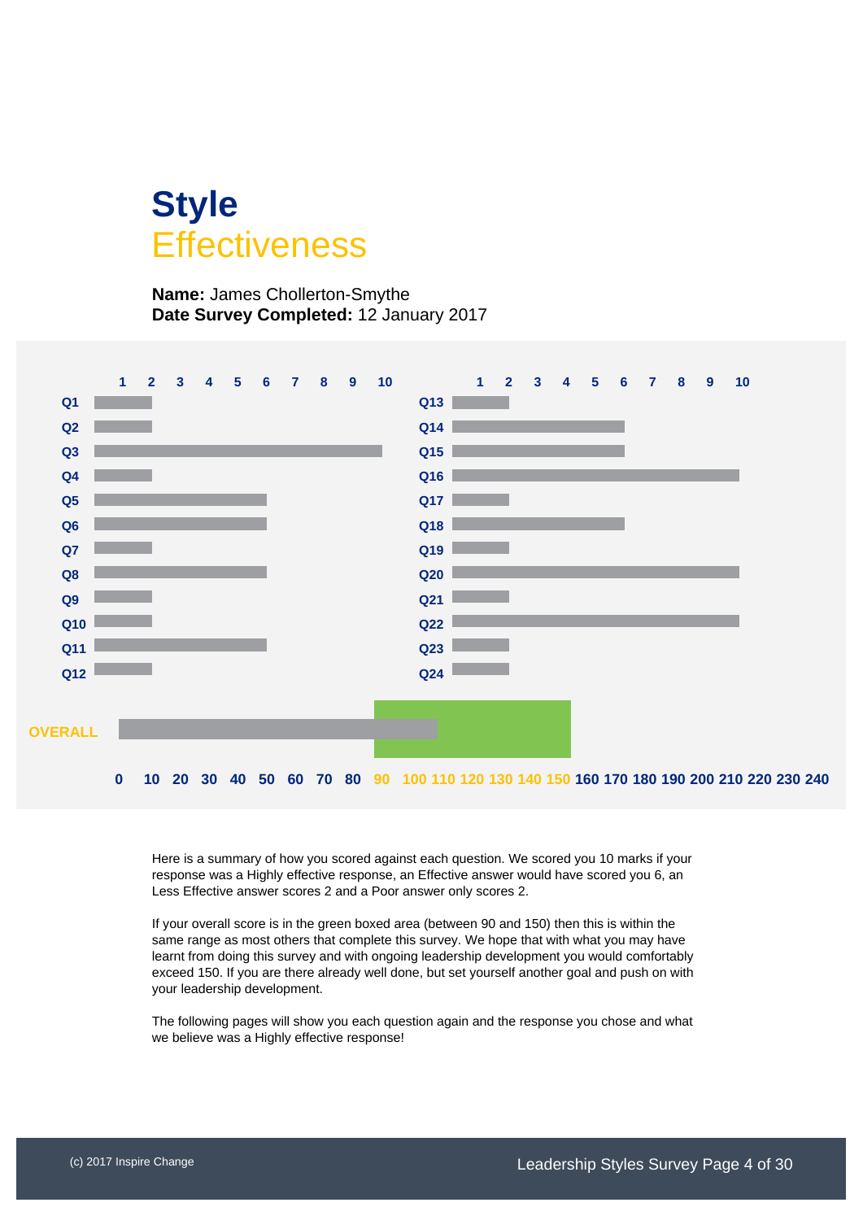# Style
## Effectiveness

**Name:** James Chollerton-Smythe
**Date Survey Completed:** 12 January 2017

| Question | Score | Question | Score |
|---|---|---|---|
| Q1 | 2 | Q13 | 2 |
| Q2 | 2 | Q14 | 6 |
| Q3 | 10 | Q15 | 6 |
| Q4 | 2 | Q16 | 10 |
| Q5 | 6 | Q17 | 2 |
| Q6 | 6 | Q18 | 6 |
| Q7 | 2 | Q19 | 2 |
| Q8 | 6 | Q20 | 10 |
| Q9 | 2 | Q21 | 2 |
| Q10 | 2 | Q22 | 10 |
| Q11 | 6 | Q23 | 2 |
| Q12 | 2 | Q24 | 2 |

**OVERALL:** 112 (scale 0–240; green boxed area 90–150)

Here is a summary of how you scored against each question. We scored you 10 marks if your response was a Highly effective response, an Effective answer would have scored you 6, an Less Effective answer scores 2 and a Poor answer only scores 2.

If your overall score is in the green boxed area (between 90 and 150) then this is within the same range as most others that complete this survey. We hope that with what you may have learnt from doing this survey and with ongoing leadership development you would comfortably exceed 150. If you are there already well done, but set yourself another goal and push on with your leadership development.

The following pages will show you each question again and the response you chose and what we believe was a Highly effective response!

(c) 2017 Inspire Change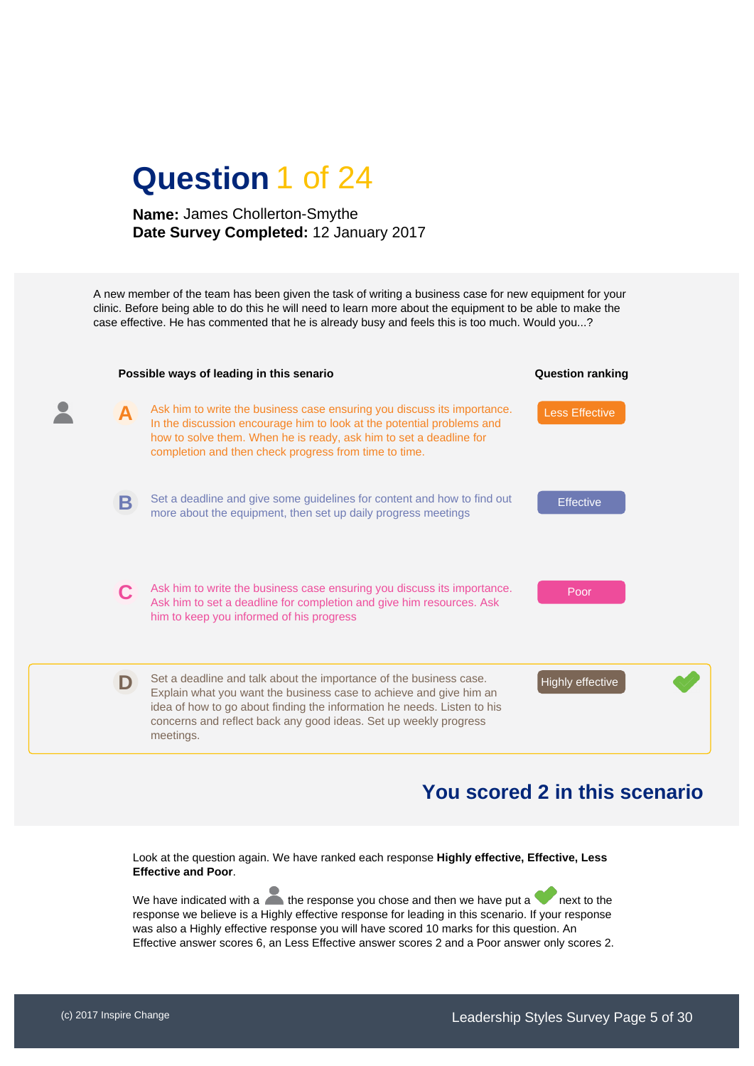# Question 1 of 24

**Name:** James Chollerton-Smythe
**Date Survey Completed:** 12 January 2017

A new member of the team has been given the task of writing a business case for new equipment for your clinic. Before being able to do this he will need to learn more about the equipment to be able to make the case effective. He has commented that he is already busy and feels this is too much. Would you...?

| Possible ways of leading in this senario | Question ranking | |
|---|---|---|
| **A** Ask him to write the business case ensuring you discuss its importance. In the discussion encourage him to look at the potential problems and how to solve them. When he is ready, ask him to set a deadline for completion and then check progress from time to time. (your response) | Less Effective | |
| **B** Set a deadline and give some guidelines for content and how to find out more about the equipment, then set up daily progress meetings | Effective | |
| **C** Ask him to write the business case ensuring you discuss its importance. Ask him to set a deadline for completion and give him resources. Ask him to keep you informed of his progress | Poor | |
| **D** Set a deadline and talk about the importance of the business case. Explain what you want the business case to achieve and give him an idea of how to go about finding the information he needs. Listen to his concerns and reflect back any good ideas. Set up weekly progress meetings. | Highly effective | ✓ |

## You scored 2 in this scenario

Look at the question again. We have ranked each response **Highly effective, Effective, Less Effective and Poor**.

We have indicated with a [person icon] the response you chose and then we have put a ✓ next to the response we believe is a Highly effective response for leading in this scenario. If your response was also a Highly effective response you will have scored 10 marks for this question. An Effective answer scores 6, an Less Effective answer scores 2 and a Poor answer only scores 2.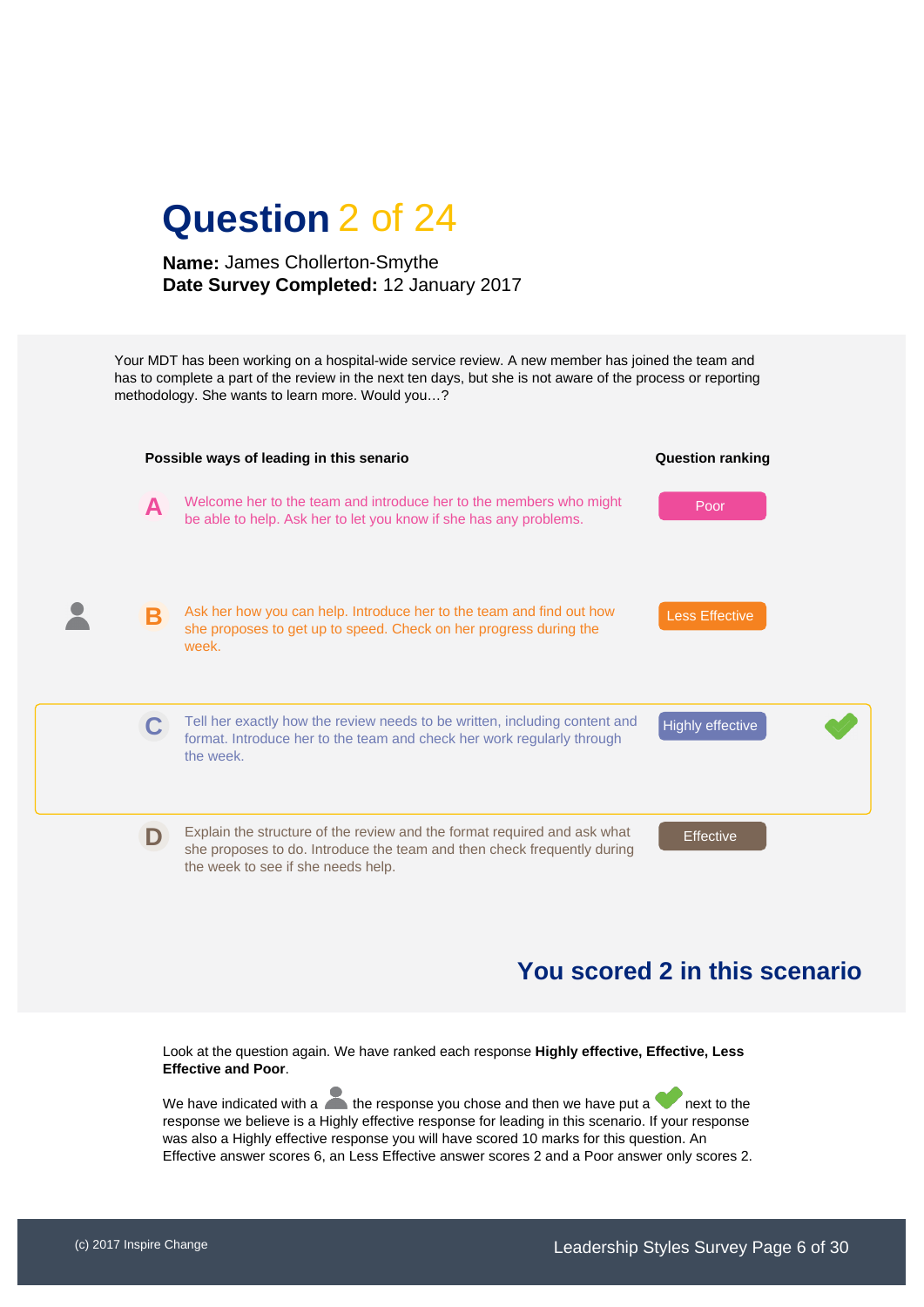# Question 2 of 24

**Name:** James Chollerton-Smythe
**Date Survey Completed:** 12 January 2017

Your MDT has been working on a hospital-wide service review. A new member has joined the team and has to complete a part of the review in the next ten days, but she is not aware of the process or reporting methodology. She wants to learn more. Would you…?

| | Possible ways of leading in this senario | Question ranking | |
|---|---|---|---|
| A | Welcome her to the team and introduce her to the members who might be able to help. Ask her to let you know if she has any problems. | Poor | |
| B | Ask her how you can help. Introduce her to the team and find out how she proposes to get up to speed. Check on her progress during the week. | Less Effective | |
| C | Tell her exactly how the review needs to be written, including content and format. Introduce her to the team and check her work regularly through the week. | Highly effective | ✔ |
| D | Explain the structure of the review and the format required and ask what she proposes to do. Introduce the team and then check frequently during the week to see if she needs help. | Effective | |

**You scored 2 in this scenario**

Look at the question again. We have ranked each response **Highly effective, Effective, Less Effective and Poor**.

We have indicated with a (person icon) the response you chose and then we have put a ✔ next to the response we believe is a Highly effective response for leading in this scenario. If your response was also a Highly effective response you will have scored 10 marks for this question. An Effective answer scores 6, an Less Effective answer scores 2 and a Poor answer only scores 2.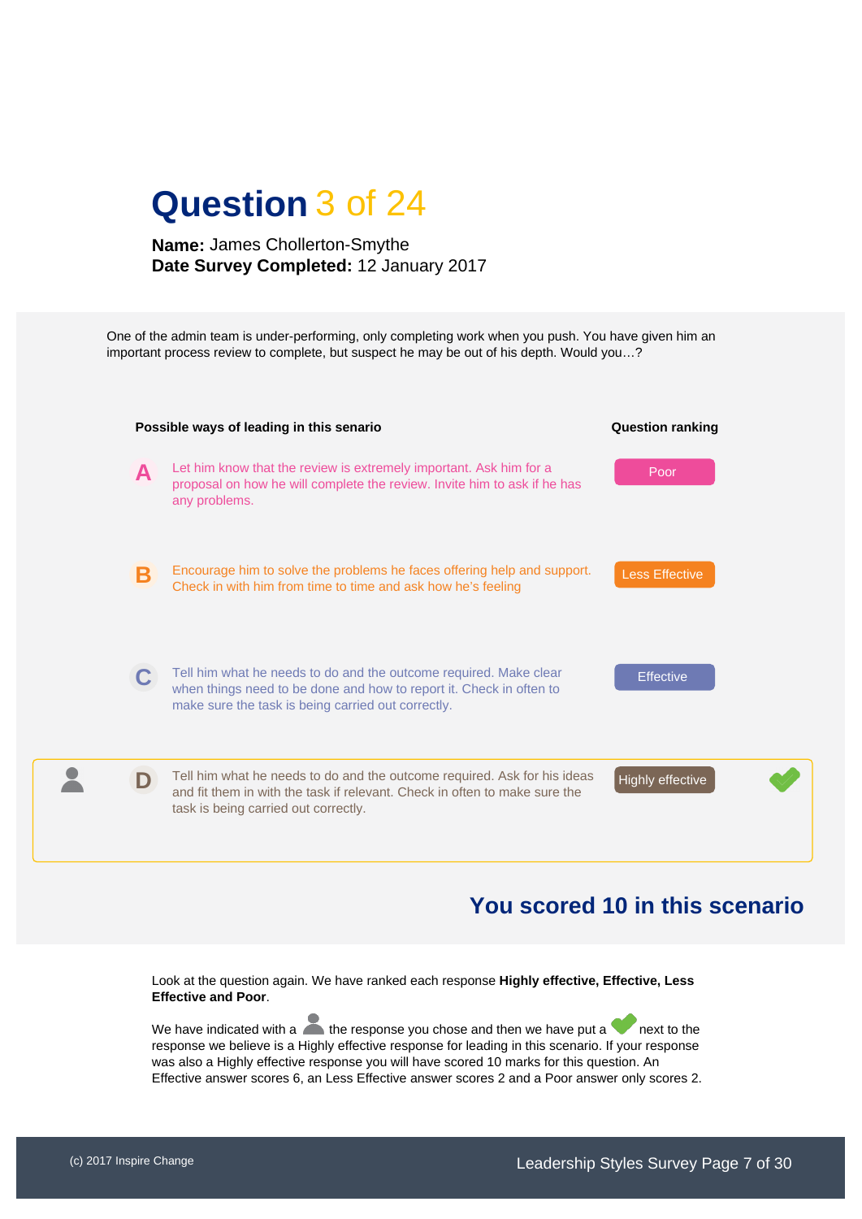# Question 3 of 24

**Name:** James Chollerton-Smythe
**Date Survey Completed:** 12 January 2017

One of the admin team is under-performing, only completing work when you push. You have given him an important process review to complete, but suspect he may be out of his depth. Would you…?

| | Possible ways of leading in this senario | Question ranking | |
|---|---|---|---|
| A | Let him know that the review is extremely important. Ask him for a proposal on how he will complete the review. Invite him to ask if he has any problems. | Poor | |
| B | Encourage him to solve the problems he faces offering help and support. Check in with him from time to time and ask how he's feeling | Less Effective | |
| C | Tell him what he needs to do and the outcome required. Make clear when things need to be done and how to report it. Check in often to make sure the task is being carried out correctly. | Effective | |
| D (your response) | Tell him what he needs to do and the outcome required. Ask for his ideas and fit them in with the task if relevant. Check in often to make sure the task is being carried out correctly. | Highly effective | ✔ |

## You scored 10 in this scenario

Look at the question again. We have ranked each response **Highly effective, Effective, Less Effective and Poor**.

We have indicated with a [person icon] the response you chose and then we have put a ✔ next to the response we believe is a Highly effective response for leading in this scenario. If your response was also a Highly effective response you will have scored 10 marks for this question. An Effective answer scores 6, an Less Effective answer scores 2 and a Poor answer only scores 2.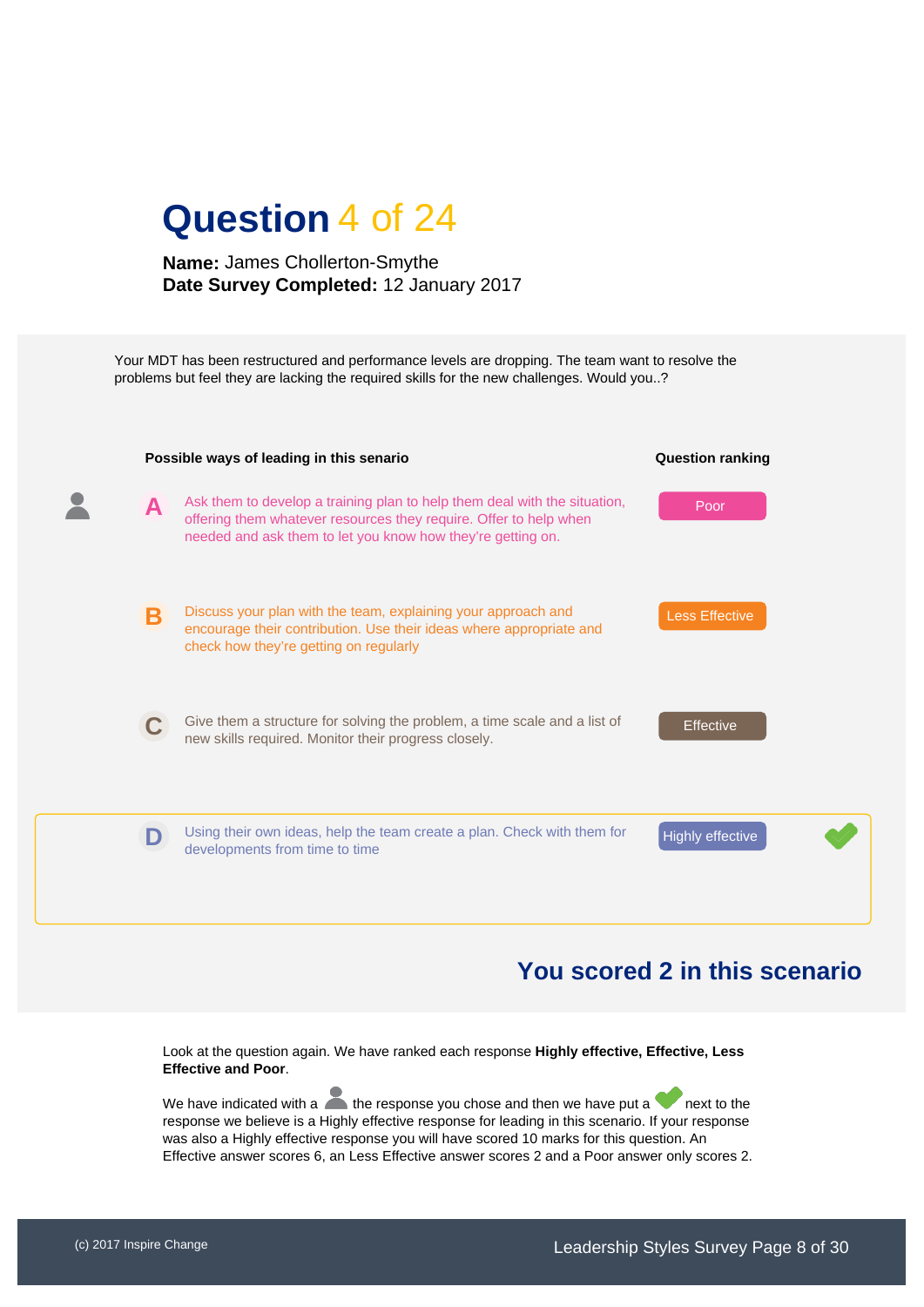# Question 4 of 24

**Name:** James Chollerton-Smythe
**Date Survey Completed:** 12 January 2017

Your MDT has been restructured and performance levels are dropping. The team want to resolve the problems but feel they are lacking the required skills for the new challenges. Would you..?

| | Possible ways of leading in this senario | Question ranking | |
|---|---|---|---|
| A | Ask them to develop a training plan to help them deal with the situation, offering them whatever resources they require. Offer to help when needed and ask them to let you know how they're getting on. | Poor | |
| B | Discuss your plan with the team, explaining your approach and encourage their contribution. Use their ideas where appropriate and check how they're getting on regularly | Less Effective | |
| C | Give them a structure for solving the problem, a time scale and a list of new skills required. Monitor their progress closely. | Effective | |
| D | Using their own ideas, help the team create a plan. Check with them for developments from time to time | Highly effective | ✔ |

## You scored 2 in this scenario

Look at the question again. We have ranked each response **Highly effective, Effective, Less Effective and Poor**.

We have indicated with a the response you chose and then we have put a ✔ next to the response we believe is a Highly effective response for leading in this scenario. If your response was also a Highly effective response you will have scored 10 marks for this question. An Effective answer scores 6, an Less Effective answer scores 2 and a Poor answer only scores 2.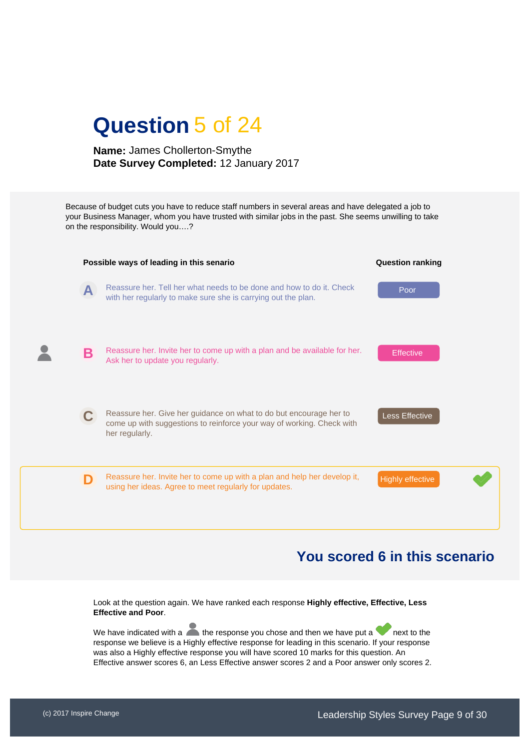# Question 5 of 24

**Name:** James Chollerton-Smythe
**Date Survey Completed:** 12 January 2017

Because of budget cuts you have to reduce staff numbers in several areas and have delegated a job to your Business Manager, whom you have trusted with similar jobs in the past. She seems unwilling to take on the responsibility. Would you….?

| | Possible ways of leading in this senario | Question ranking | |
|---|---|---|---|
| A | Reassure her. Tell her what needs to be done and how to do it. Check with her regularly to make sure she is carrying out the plan. | Poor | |
| B (your response) | Reassure her. Invite her to come up with a plan and be available for her. Ask her to update you regularly. | Effective | |
| C | Reassure her. Give her guidance on what to do but encourage her to come up with suggestions to reinforce your way of working. Check with her regularly. | Less Effective | |
| D | Reassure her. Invite her to come up with a plan and help her develop it, using her ideas. Agree to meet regularly for updates. | Highly effective | ✔ |

## You scored 6 in this scenario

Look at the question again. We have ranked each response **Highly effective, Effective, Less Effective and Poor**.

We have indicated with a [person icon] the response you chose and then we have put a ✔ next to the response we believe is a Highly effective response for leading in this scenario. If your response was also a Highly effective response you will have scored 10 marks for this question. An Effective answer scores 6, an Less Effective answer scores 2 and a Poor answer only scores 2.

(c) 2017 Inspire Change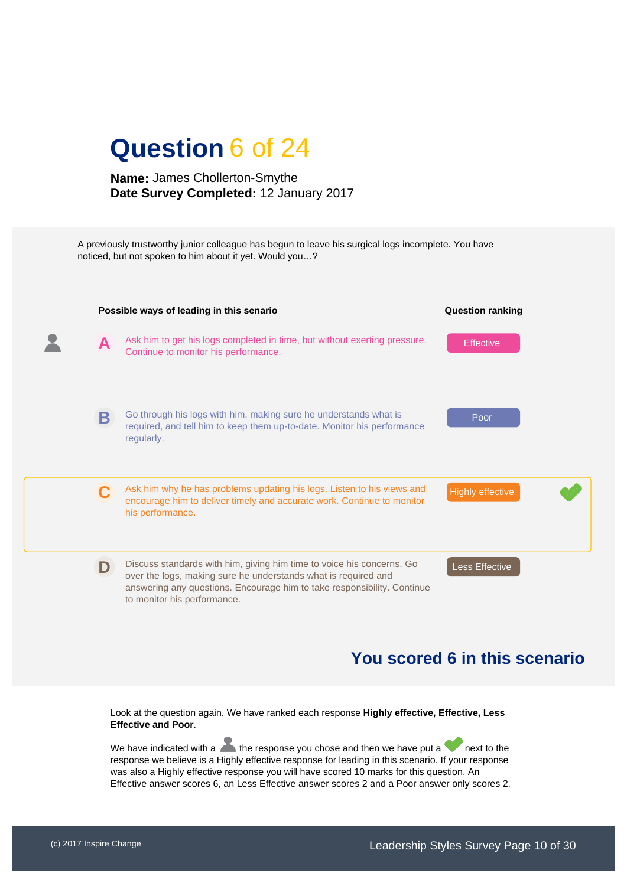# Question 6 of 24

**Name:** James Chollerton-Smythe
**Date Survey Completed:** 12 January 2017

A previously trustworthy junior colleague has begun to leave his surgical logs incomplete. You have noticed, but not spoken to him about it yet. Would you…?

| | Possible ways of leading in this senario | Question ranking | |
|---|---|---|---|
| 👤 | **A** Ask him to get his logs completed in time, but without exerting pressure. Continue to monitor his performance. | Effective | |
| | **B** Go through his logs with him, making sure he understands what is required, and tell him to keep them up-to-date. Monitor his performance regularly. | Poor | |
| | **C** Ask him why he has problems updating his logs. Listen to his views and encourage him to deliver timely and accurate work. Continue to monitor his performance. | Highly effective | ✔ |
| | **D** Discuss standards with him, giving him time to voice his concerns. Go over the logs, making sure he understands what is required and answering any questions. Encourage him to take responsibility. Continue to monitor his performance. | Less Effective | |

## You scored 6 in this scenario

Look at the question again. We have ranked each response **Highly effective, Effective, Less Effective and Poor**.

We have indicated with a 👤 the response you chose and then we have put a ✔ next to the response we believe is a Highly effective response for leading in this scenario. If your response was also a Highly effective response you will have scored 10 marks for this question. An Effective answer scores 6, an Less Effective answer scores 2 and a Poor answer only scores 2.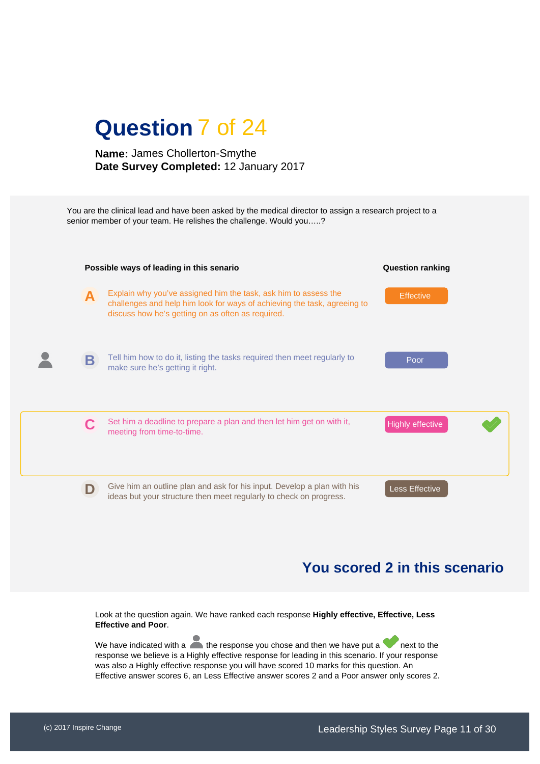# Question 7 of 24

**Name:** James Chollerton-Smythe
**Date Survey Completed:** 12 January 2017

You are the clinical lead and have been asked by the medical director to assign a research project to a senior member of your team. He relishes the challenge. Would you…..?

| | Possible ways of leading in this senario | Question ranking | |
|---|---|---|---|
| A | Explain why you've assigned him the task, ask him to assess the challenges and help him look for ways of achieving the task, agreeing to discuss how he's getting on as often as required. | Effective | |
| B (your response) | Tell him how to do it, listing the tasks required then meet regularly to make sure he's getting it right. | Poor | |
| C | Set him a deadline to prepare a plan and then let him get on with it, meeting from time-to-time. | Highly effective | ✔ |
| D | Give him an outline plan and ask for his input. Develop a plan with his ideas but your structure then meet regularly to check on progress. | Less Effective | |

## You scored 2 in this scenario

Look at the question again. We have ranked each response **Highly effective, Effective, Less Effective and Poor**.

We have indicated with a [person icon] the response you chose and then we have put a ✔ next to the response we believe is a Highly effective response for leading in this scenario. If your response was also a Highly effective response you will have scored 10 marks for this question. An Effective answer scores 6, an Less Effective answer scores 2 and a Poor answer only scores 2.

(c) 2017 Inspire Change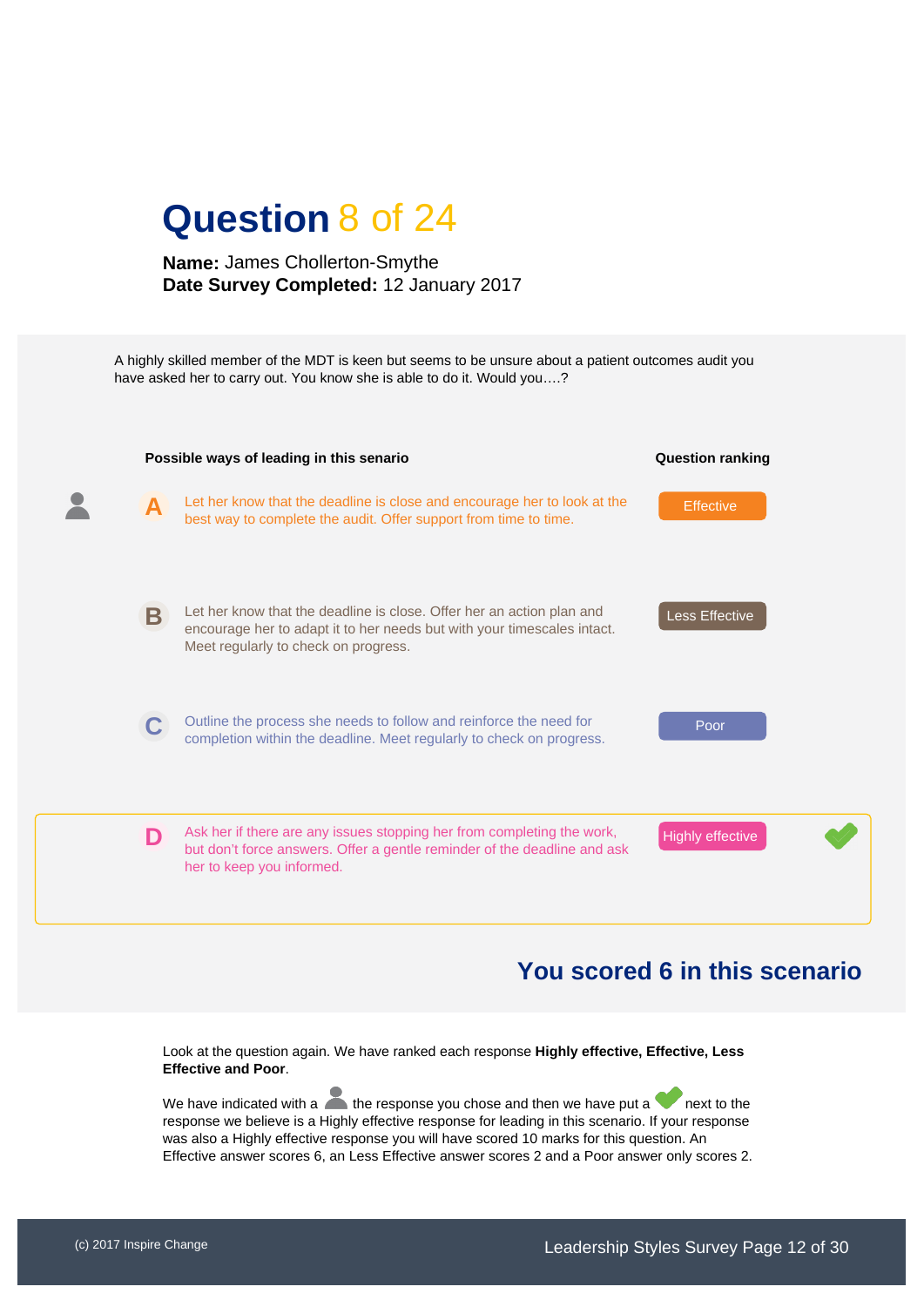# Question 8 of 24

**Name:** James Chollerton-Smythe
**Date Survey Completed:** 12 January 2017

A highly skilled member of the MDT is keen but seems to be unsure about a patient outcomes audit you have asked her to carry out. You know she is able to do it. Would you….?

| | Possible ways of leading in this senario | Question ranking | |
|---|---|---|---|
| (your response) | **A** Let her know that the deadline is close and encourage her to look at the best way to complete the audit. Offer support from time to time. | Effective | |
| | **B** Let her know that the deadline is close. Offer her an action plan and encourage her to adapt it to her needs but with your timescales intact. Meet regularly to check on progress. | Less Effective | |
| | **C** Outline the process she needs to follow and reinforce the need for completion within the deadline. Meet regularly to check on progress. | Poor | |
| | **D** Ask her if there are any issues stopping her from completing the work, but don't force answers. Offer a gentle reminder of the deadline and ask her to keep you informed. | Highly effective | ✓ |

## You scored 6 in this scenario

Look at the question again. We have ranked each response **Highly effective, Effective, Less Effective and Poor**.

We have indicated with a (person icon) the response you chose and then we have put a ✓ next to the response we believe is a Highly effective response for leading in this scenario. If your response was also a Highly effective response you will have scored 10 marks for this question. An Effective answer scores 6, an Less Effective answer scores 2 and a Poor answer only scores 2.

(c) 2017 Inspire Change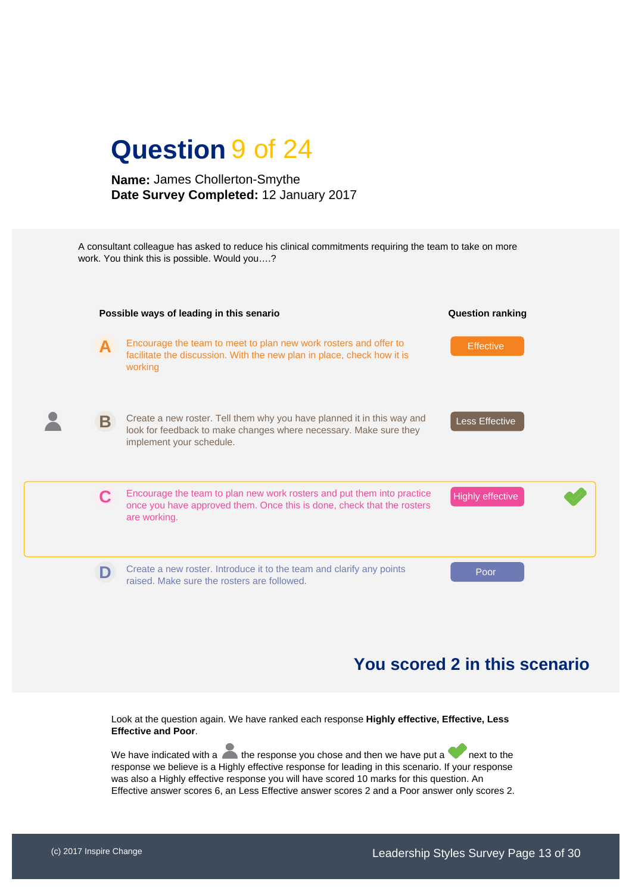# Question 9 of 24

**Name:** James Chollerton-Smythe
**Date Survey Completed:** 12 January 2017

A consultant colleague has asked to reduce his clinical commitments requiring the team to take on more work. You think this is possible. Would you….?

| | Possible ways of leading in this senario | Question ranking | |
|---|---|---|---|
| A | Encourage the team to meet to plan new work rosters and offer to facilitate the discussion. With the new plan in place, check how it is working | Effective | |
| B (your response) | Create a new roster. Tell them why you have planned it in this way and look for feedback to make changes where necessary. Make sure they implement your schedule. | Less Effective | |
| C | Encourage the team to plan new work rosters and put them into practice once you have approved them. Once this is done, check that the rosters are working. | Highly effective | ✔ |
| D | Create a new roster. Introduce it to the team and clarify any points raised. Make sure the rosters are followed. | Poor | |

## You scored 2 in this scenario

Look at the question again. We have ranked each response **Highly effective, Effective, Less Effective and Poor**.

We have indicated with a [person icon] the response you chose and then we have put a ✔ next to the response we believe is a Highly effective response for leading in this scenario. If your response was also a Highly effective response you will have scored 10 marks for this question. An Effective answer scores 6, an Less Effective answer scores 2 and a Poor answer only scores 2.

(c) 2017 Inspire Change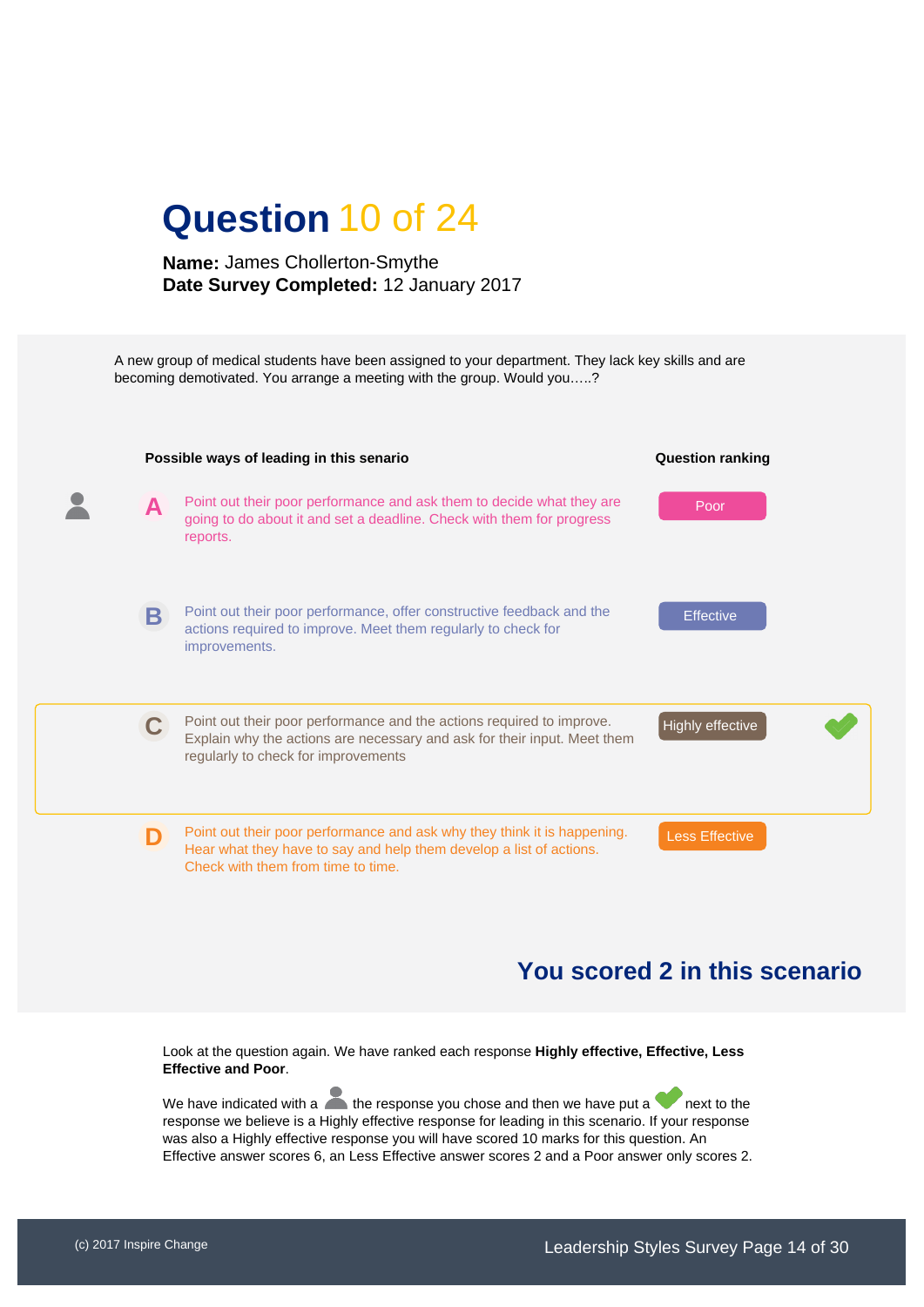# Question 10 of 24

**Name:** James Chollerton-Smythe
**Date Survey Completed:** 12 January 2017

A new group of medical students have been assigned to your department. They lack key skills and are becoming demotivated. You arrange a meeting with the group. Would you…..?

| | Possible ways of leading in this senario | Question ranking | |
|---|---|---|---|
| 👤 | **A** Point out their poor performance and ask them to decide what they are going to do about it and set a deadline. Check with them for progress reports. | Poor | |
| | **B** Point out their poor performance, offer constructive feedback and the actions required to improve. Meet them regularly to check for improvements. | Effective | |
| | **C** Point out their poor performance and the actions required to improve. Explain why the actions are necessary and ask for their input. Meet them regularly to check for improvements | Highly effective | ✔ |
| | **D** Point out their poor performance and ask why they think it is happening. Hear what they have to say and help them develop a list of actions. Check with them from time to time. | Less Effective | |

## You scored 2 in this scenario

Look at the question again. We have ranked each response **Highly effective, Effective, Less Effective and Poor**.

We have indicated with a 👤 the response you chose and then we have put a ✔ next to the response we believe is a Highly effective response for leading in this scenario. If your response was also a Highly effective response you will have scored 10 marks for this question. An Effective answer scores 6, an Less Effective answer scores 2 and a Poor answer only scores 2.

(c) 2017 Inspire Change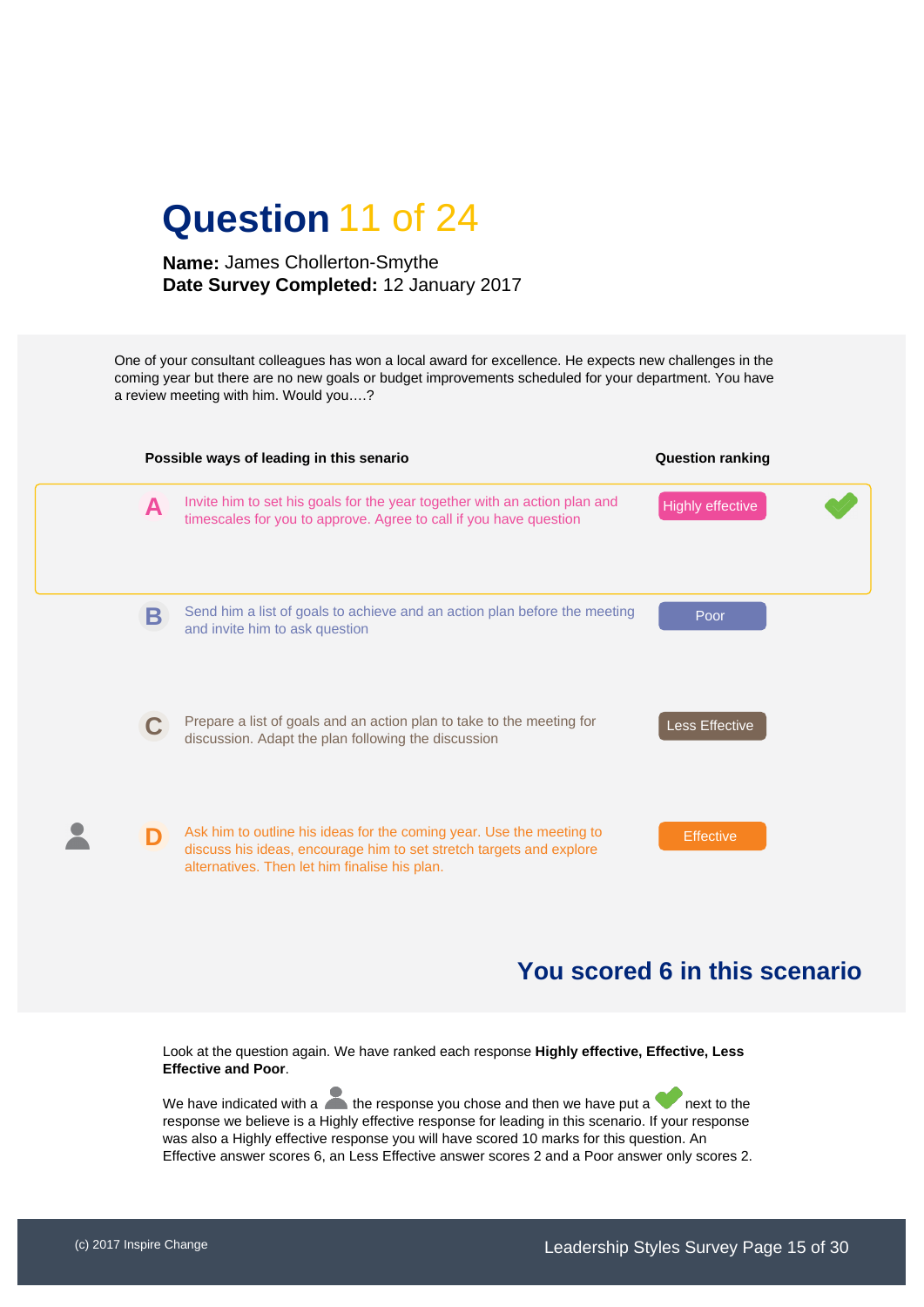# Question 11 of 24

**Name:** James Chollerton-Smythe
**Date Survey Completed:** 12 January 2017

One of your consultant colleagues has won a local award for excellence. He expects new challenges in the coming year but there are no new goals or budget improvements scheduled for your department. You have a review meeting with him. Would you….?

| | Possible ways of leading in this senario | Question ranking | |
|---|---|---|---|
| **A** | Invite him to set his goals for the year together with an action plan and timescales for you to approve. Agree to call if you have question | Highly effective | ✔ |
| **B** | Send him a list of goals to achieve and an action plan before the meeting and invite him to ask question | Poor | |
| **C** | Prepare a list of goals and an action plan to take to the meeting for discussion. Adapt the plan following the discussion | Less Effective | |
| **D** | Ask him to outline his ideas for the coming year. Use the meeting to discuss his ideas, encourage him to set stretch targets and explore alternatives. Then let him finalise his plan. | Effective | (your response) |

## You scored 6 in this scenario

Look at the question again. We have ranked each response **Highly effective, Effective, Less Effective and Poor**.

We have indicated with a (person icon) the response you chose and then we have put a ✔ next to the response we believe is a Highly effective response for leading in this scenario. If your response was also a Highly effective response you will have scored 10 marks for this question. An Effective answer scores 6, an Less Effective answer scores 2 and a Poor answer only scores 2.

(c) 2017 Inspire Change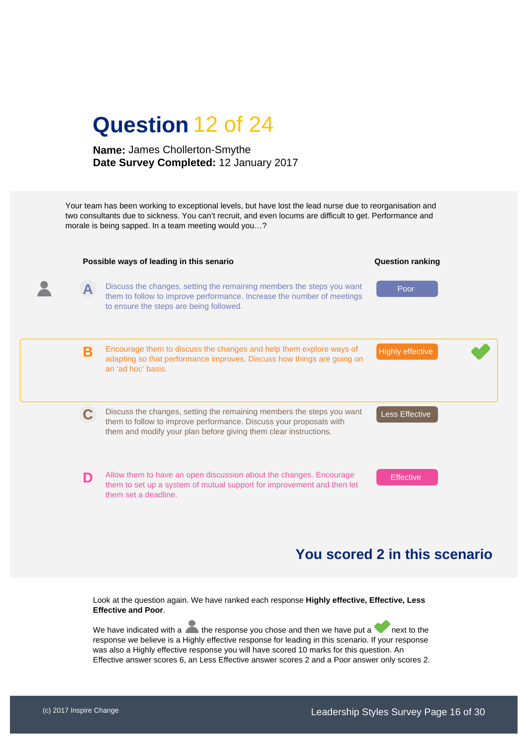# Question 12 of 24

**Name:** James Chollerton-Smythe
**Date Survey Completed:** 12 January 2017

Your team has been working to exceptional levels, but have lost the lead nurse due to reorganisation and two consultants due to sickness. You can't recruit, and even locums are difficult to get. Performance and morale is being sapped. In a team meeting would you…?

| Your choice | | Possible ways of leading in this senario | Question ranking | Highly effective |
|---|---|---|---|---|
| ✓ (your response) | A | Discuss the changes, setting the remaining members the steps you want them to follow to improve performance. Increase the number of meetings to ensure the steps are being followed. | Poor | |
| | B | Encourage them to discuss the changes and help them explore ways of adapting so that performance improves. Discuss how things are going on an 'ad hoc' basis. | Highly effective | ✓ |
| | C | Discuss the changes, setting the remaining members the steps you want them to follow to improve performance. Discuss your proposals with them and modify your plan before giving them clear instructions. | Less Effective | |
| | D | Allow them to have an open discussion about the changes. Encourage them to set up a system of mutual support for improvement and then let them set a deadline. | Effective | |

## You scored 2 in this scenario

Look at the question again. We have ranked each response **Highly effective, Effective, Less Effective and Poor**.

We have indicated with a person icon the response you chose and then we have put a ✓ next to the response we believe is a Highly effective response for leading in this scenario. If your response was also a Highly effective response you will have scored 10 marks for this question. An Effective answer scores 6, an Less Effective answer scores 2 and a Poor answer only scores 2.

(c) 2017 Inspire Change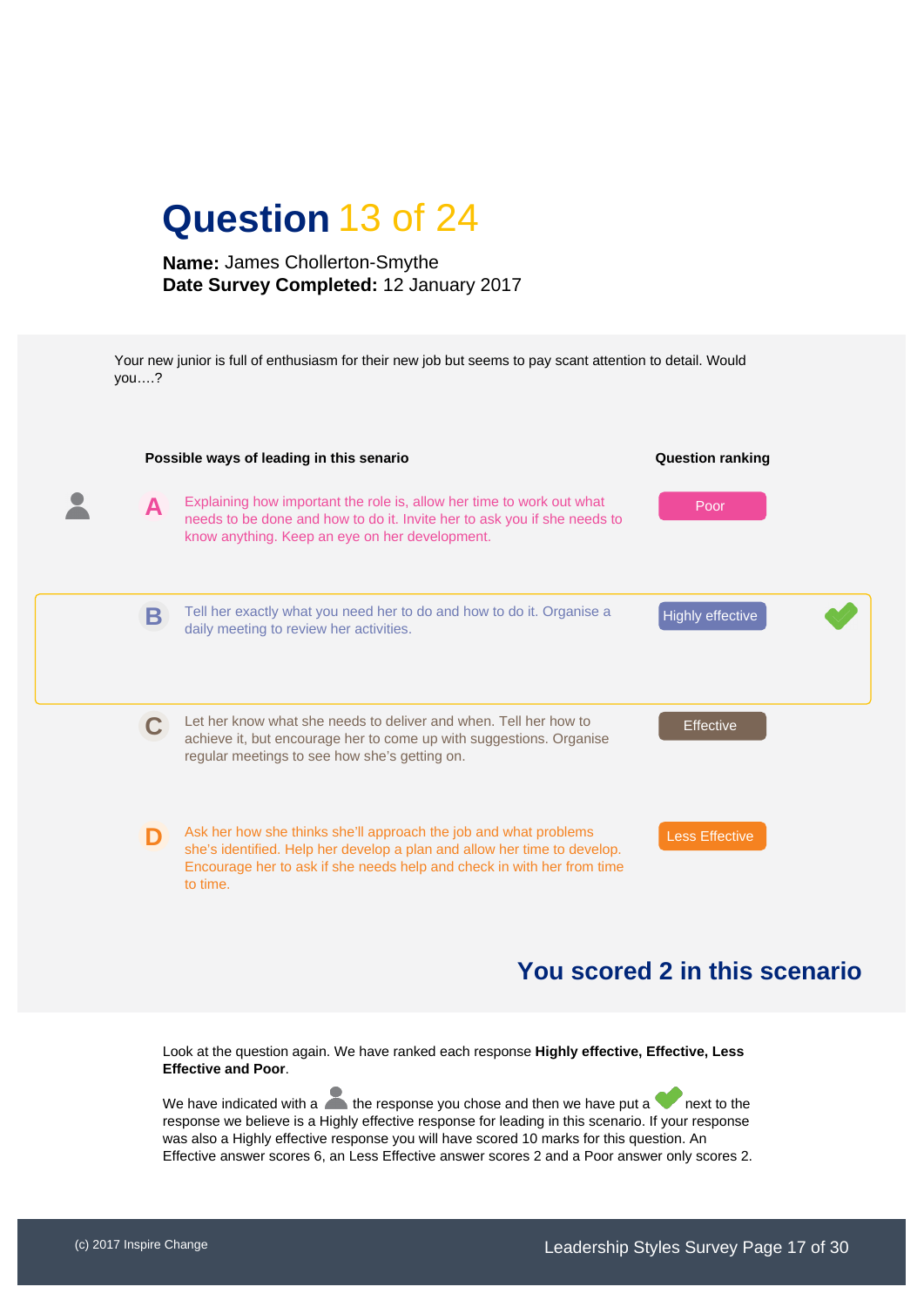# Question 13 of 24

**Name:** James Chollerton-Smythe
**Date Survey Completed:** 12 January 2017

Your new junior is full of enthusiasm for their new job but seems to pay scant attention to detail. Would you….?

| | Possible ways of leading in this senario | Question ranking | |
|---|---|---|---|
| (your response) **A** | Explaining how important the role is, allow her time to work out what needs to be done and how to do it. Invite her to ask you if she needs to know anything. Keep an eye on her development. | Poor | |
| **B** | Tell her exactly what you need her to do and how to do it. Organise a daily meeting to review her activities. | Highly effective | ✔ |
| **C** | Let her know what she needs to deliver and when. Tell her how to achieve it, but encourage her to come up with suggestions. Organise regular meetings to see how she's getting on. | Effective | |
| **D** | Ask her how she thinks she'll approach the job and what problems she's identified. Help her develop a plan and allow her time to develop. Encourage her to ask if she needs help and check in with her from time to time. | Less Effective | |

## You scored 2 in this scenario

Look at the question again. We have ranked each response **Highly effective, Effective, Less Effective and Poor**.

We have indicated with a (person icon) the response you chose and then we have put a ✔ next to the response we believe is a Highly effective response for leading in this scenario. If your response was also a Highly effective response you will have scored 10 marks for this question. An Effective answer scores 6, an Less Effective answer scores 2 and a Poor answer only scores 2.

(c) 2017 Inspire Change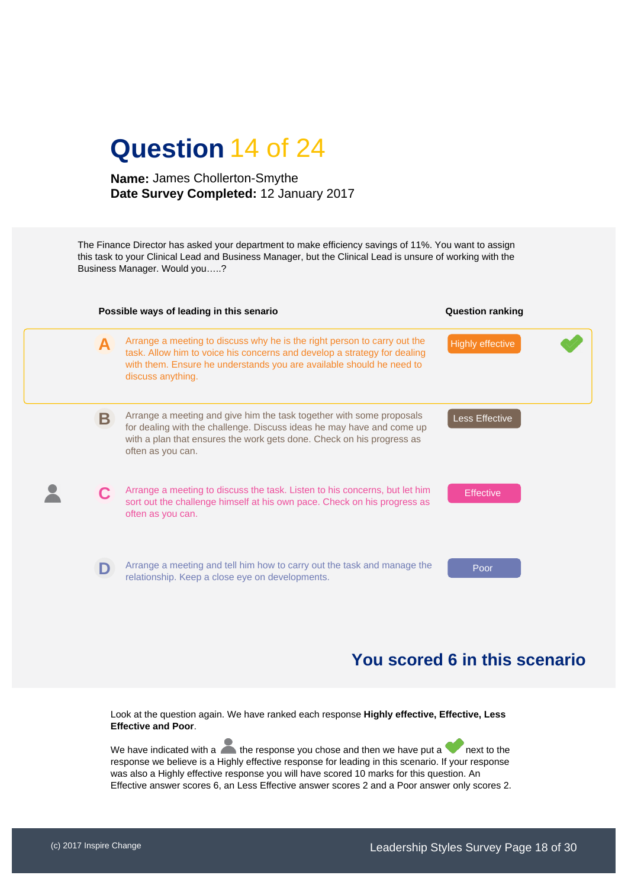# Question 14 of 24

**Name:** James Chollerton-Smythe
**Date Survey Completed:** 12 January 2017

The Finance Director has asked your department to make efficiency savings of 11%. You want to assign this task to your Clinical Lead and Business Manager, but the Clinical Lead is unsure of working with the Business Manager. Would you…..?

| | Possible ways of leading in this senario | Question ranking | |
|---|---|---|---|
| **A** | Arrange a meeting to discuss why he is the right person to carry out the task. Allow him to voice his concerns and develop a strategy for dealing with them. Ensure he understands you are available should he need to discuss anything. | Highly effective | ✔ |
| **B** | Arrange a meeting and give him the task together with some proposals for dealing with the challenge. Discuss ideas he may have and come up with a plan that ensures the work gets done. Check on his progress as often as you can. | Less Effective | |
| **C** | Arrange a meeting to discuss the task. Listen to his concerns, but let him sort out the challenge himself at his own pace. Check on his progress as often as you can. | Effective | (your response) |
| **D** | Arrange a meeting and tell him how to carry out the task and manage the relationship. Keep a close eye on developments. | Poor | |

## You scored 6 in this scenario

Look at the question again. We have ranked each response **Highly effective, Effective, Less Effective and Poor**.

We have indicated with a (person icon) the response you chose and then we have put a ✔ next to the response we believe is a Highly effective response for leading in this scenario. If your response was also a Highly effective response you will have scored 10 marks for this question. An Effective answer scores 6, an Less Effective answer scores 2 and a Poor answer only scores 2.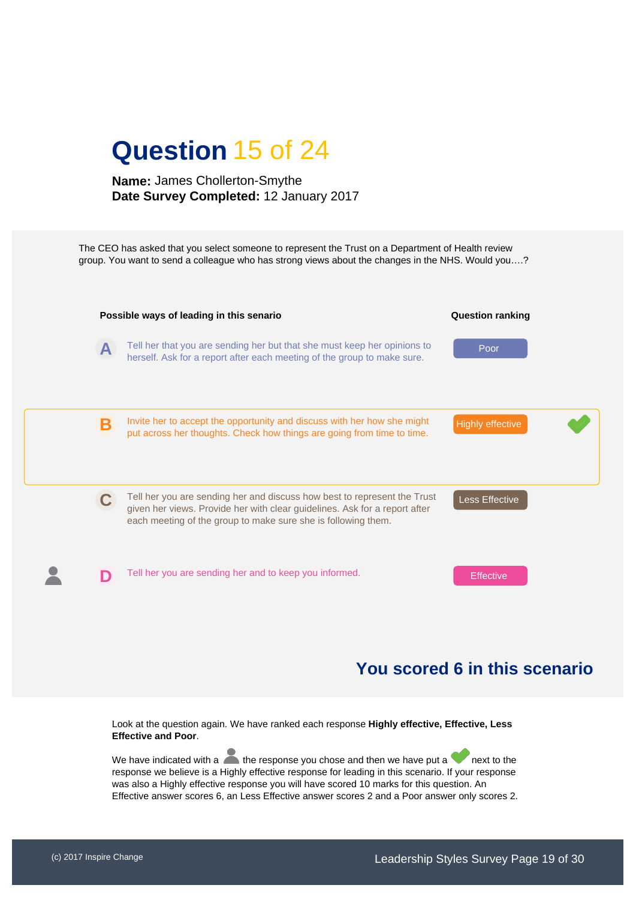# Question 15 of 24

**Name:** James Chollerton-Smythe
**Date Survey Completed:** 12 January 2017

The CEO has asked that you select someone to represent the Trust on a Department of Health review group. You want to send a colleague who has strong views about the changes in the NHS. Would you….?

| | Possible ways of leading in this senario | Question ranking | |
|---|---|---|---|
| **A** | Tell her that you are sending her but that she must keep her opinions to herself. Ask for a report after each meeting of the group to make sure. | Poor | |
| **B** | Invite her to accept the opportunity and discuss with her how she might put across her thoughts. Check how things are going from time to time. | Highly effective | ✔ |
| **C** | Tell her you are sending her and discuss how best to represent the Trust given her views. Provide her with clear guidelines. Ask for a report after each meeting of the group to make sure she is following them. | Less Effective | |
| **D** (your response) | Tell her you are sending her and to keep you informed. | Effective | |

## You scored 6 in this scenario

Look at the question again. We have ranked each response **Highly effective, Effective, Less Effective and Poor**.

We have indicated with a (person icon) the response you chose and then we have put a ✔ next to the response we believe is a Highly effective response for leading in this scenario. If your response was also a Highly effective response you will have scored 10 marks for this question. An Effective answer scores 6, an Less Effective answer scores 2 and a Poor answer only scores 2.

(c) 2017 Inspire Change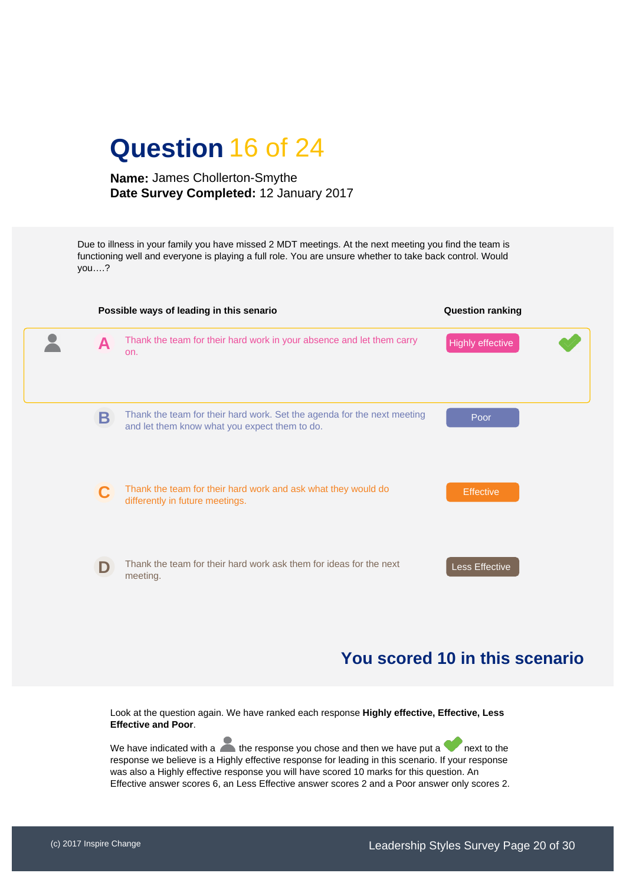# Question 16 of 24

**Name:** James Chollerton-Smythe
**Date Survey Completed:** 12 January 2017

Due to illness in your family you have missed 2 MDT meetings. At the next meeting you find the team is functioning well and everyone is playing a full role. You are unsure whether to take back control. Would you….?

| | Possible ways of leading in this senario | Question ranking | |
|---|---|---|---|
| **A** | Thank the team for their hard work in your absence and let them carry on. (your response) | Highly effective | ✔ |
| **B** | Thank the team for their hard work. Set the agenda for the next meeting and let them know what you expect them to do. | Poor | |
| **C** | Thank the team for their hard work and ask what they would do differently in future meetings. | Effective | |
| **D** | Thank the team for their hard work ask them for ideas for the next meeting. | Less Effective | |

## You scored 10 in this scenario

Look at the question again. We have ranked each response **Highly effective, Effective, Less Effective and Poor**.

We have indicated with a person icon the response you chose and then we have put a ✔ next to the response we believe is a Highly effective response for leading in this scenario. If your response was also a Highly effective response you will have scored 10 marks for this question. An Effective answer scores 6, an Less Effective answer scores 2 and a Poor answer only scores 2.

(c) 2017 Inspire Change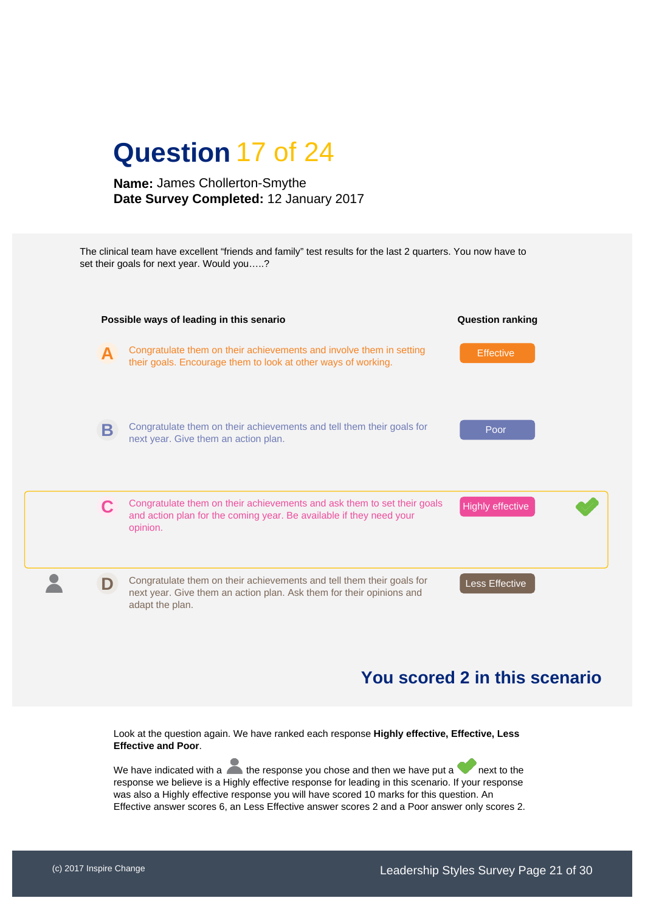# Question 17 of 24

**Name:** James Chollerton-Smythe
**Date Survey Completed:** 12 January 2017

The clinical team have excellent "friends and family" test results for the last 2 quarters. You now have to set their goals for next year. Would you.....?

| Possible ways of leading in this senario | Question ranking | |
|---|---|---|
| **A** Congratulate them on their achievements and involve them in setting their goals. Encourage them to look at other ways of working. | Effective | |
| **B** Congratulate them on their achievements and tell them their goals for next year. Give them an action plan. | Poor | |
| **C** Congratulate them on their achievements and ask them to set their goals and action plan for the coming year. Be available if they need your opinion. | Highly effective | ✔ |
| **D** Congratulate them on their achievements and tell them their goals for next year. Give them an action plan. Ask them for their opinions and adapt the plan. (your response) | Less Effective | |

## You scored 2 in this scenario

Look at the question again. We have ranked each response **Highly effective, Effective, Less Effective and Poor**.

We have indicated with a person icon the response you chose and then we have put a ✔ next to the response we believe is a Highly effective response for leading in this scenario. If your response was also a Highly effective response you will have scored 10 marks for this question. An Effective answer scores 6, an Less Effective answer scores 2 and a Poor answer only scores 2.

(c) 2017 Inspire Change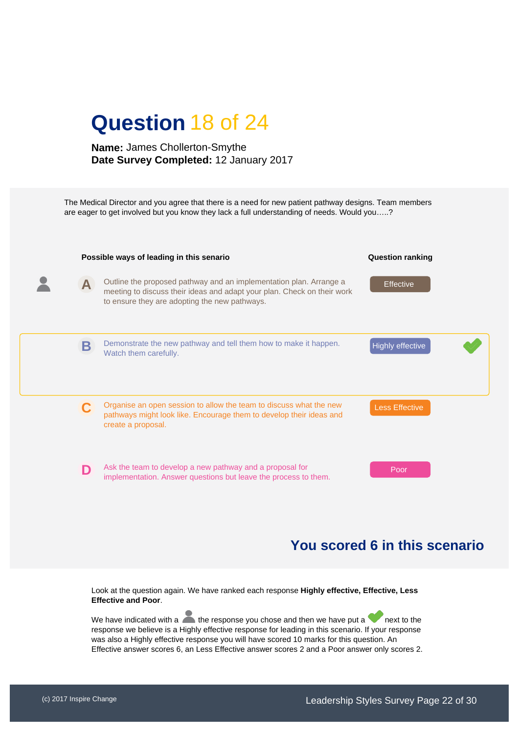# Question 18 of 24

**Name:** James Chollerton-Smythe
**Date Survey Completed:** 12 January 2017

The Medical Director and you agree that there is a need for new patient pathway designs. Team members are eager to get involved but you know they lack a full understanding of needs. Would you.....?

| Your choice | | Possible ways of leading in this senario | Question ranking | Highly effective response |
|---|---|---|---|---|
| ✓ (your choice) | A | Outline the proposed pathway and an implementation plan. Arrange a meeting to discuss their ideas and adapt your plan. Check on their work to ensure they are adopting the new pathways. | Effective | |
| | B | Demonstrate the new pathway and tell them how to make it happen. Watch them carefully. | Highly effective | ✓ |
| | C | Organise an open session to allow the team to discuss what the new pathways might look like. Encourage them to develop their ideas and create a proposal. | Less Effective | |
| | D | Ask the team to develop a new pathway and a proposal for implementation. Answer questions but leave the process to them. | Poor | |

## You scored 6 in this scenario

Look at the question again. We have ranked each response **Highly effective, Effective, Less Effective and Poor**.

We have indicated with a person icon the response you chose and then we have put a tick next to the response we believe is a Highly effective response for leading in this scenario. If your response was also a Highly effective response you will have scored 10 marks for this question. An Effective answer scores 6, an Less Effective answer scores 2 and a Poor answer only scores 2.

(c) 2017 Inspire Change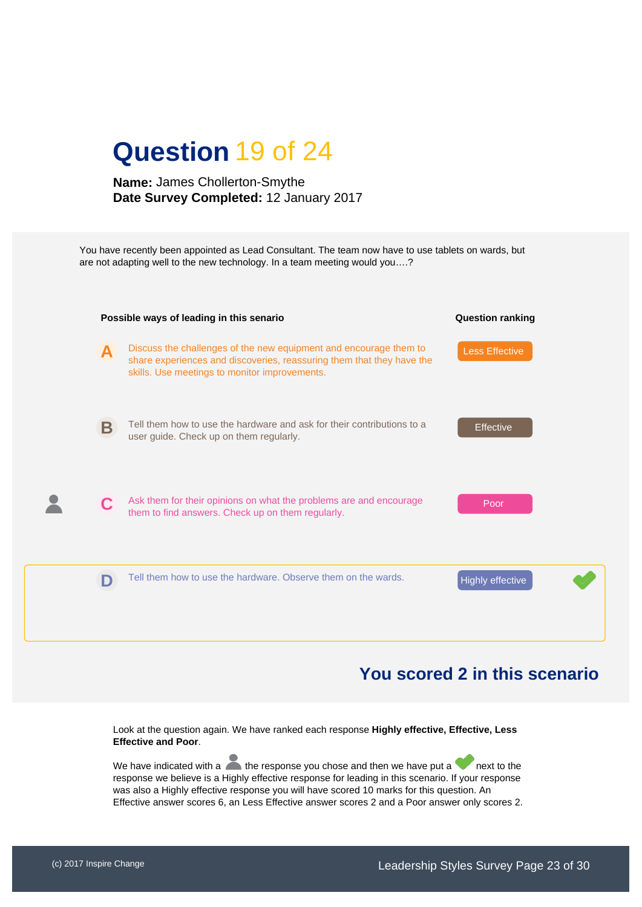# Question 19 of 24

**Name:** James Chollerton-Smythe
**Date Survey Completed:** 12 January 2017

You have recently been appointed as Lead Consultant. The team now have to use tablets on wards, but are not adapting well to the new technology. In a team meeting would you….?

| Your choice | | Possible ways of leading in this senario | Question ranking | |
|---|---|---|---|---|
| | A | Discuss the challenges of the new equipment and encourage them to share experiences and discoveries, reassuring them that they have the skills. Use meetings to monitor improvements. | Less Effective | |
| | B | Tell them how to use the hardware and ask for their contributions to a user guide. Check up on them regularly. | Effective | |
| ✓ (your response) | C | Ask them for their opinions on what the problems are and encourage them to find answers. Check up on them regularly. | Poor | |
| | D | Tell them how to use the hardware. Observe them on the wards. | Highly effective | ✓ |

## You scored 2 in this scenario

Look at the question again. We have ranked each response **Highly effective, Effective, Less Effective and Poor**.

We have indicated with a person icon the response you chose and then we have put a tick next to the response we believe is a Highly effective response for leading in this scenario. If your response was also a Highly effective response you will have scored 10 marks for this question. An Effective answer scores 6, an Less Effective answer scores 2 and a Poor answer only scores 2.

(c) 2017 Inspire Change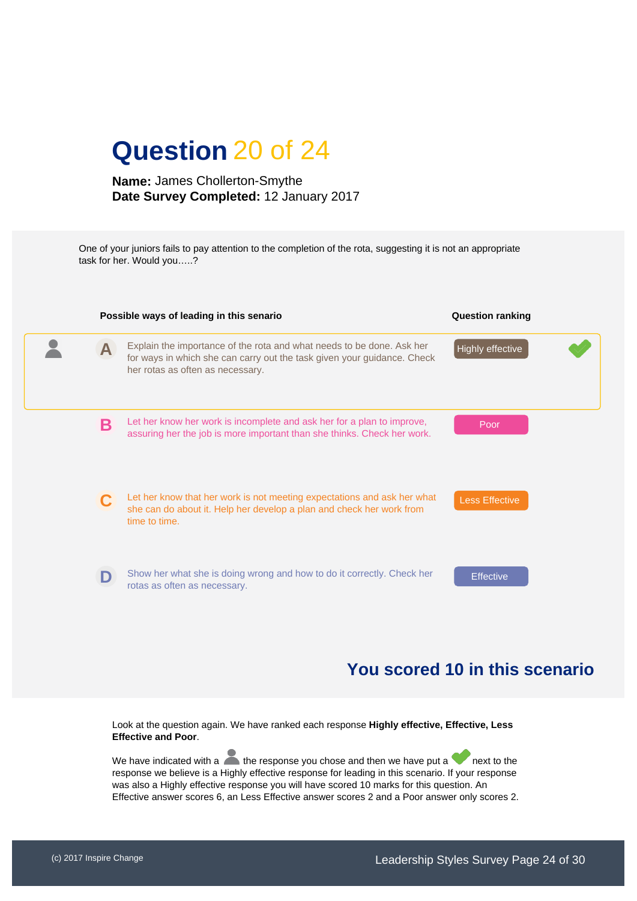# Question 20 of 24

**Name:** James Chollerton-Smythe
**Date Survey Completed:** 12 January 2017

One of your juniors fails to pay attention to the completion of the rota, suggesting it is not an appropriate task for her. Would you…..?

| | Possible ways of leading in this senario | Question ranking | |
|---|---|---|---|
| A | Explain the importance of the rota and what needs to be done. Ask her for ways in which she can carry out the task given your guidance. Check her rotas as often as necessary. | Highly effective | ✔ |
| B | Let her know her work is incomplete and ask her for a plan to improve, assuring her the job is more important than she thinks. Check her work. | Poor | |
| C | Let her know that her work is not meeting expectations and ask her what she can do about it. Help her develop a plan and check her work from time to time. | Less Effective | |
| D | Show her what she is doing wrong and how to do it correctly. Check her rotas as often as necessary. | Effective | |

## You scored 10 in this scenario

Look at the question again. We have ranked each response **Highly effective, Effective, Less Effective and Poor**.

We have indicated with a (person icon) the response you chose and then we have put a ✔ next to the response we believe is a Highly effective response for leading in this scenario. If your response was also a Highly effective response you will have scored 10 marks for this question. An Effective answer scores 6, an Less Effective answer scores 2 and a Poor answer only scores 2.

(c) 2017 Inspire Change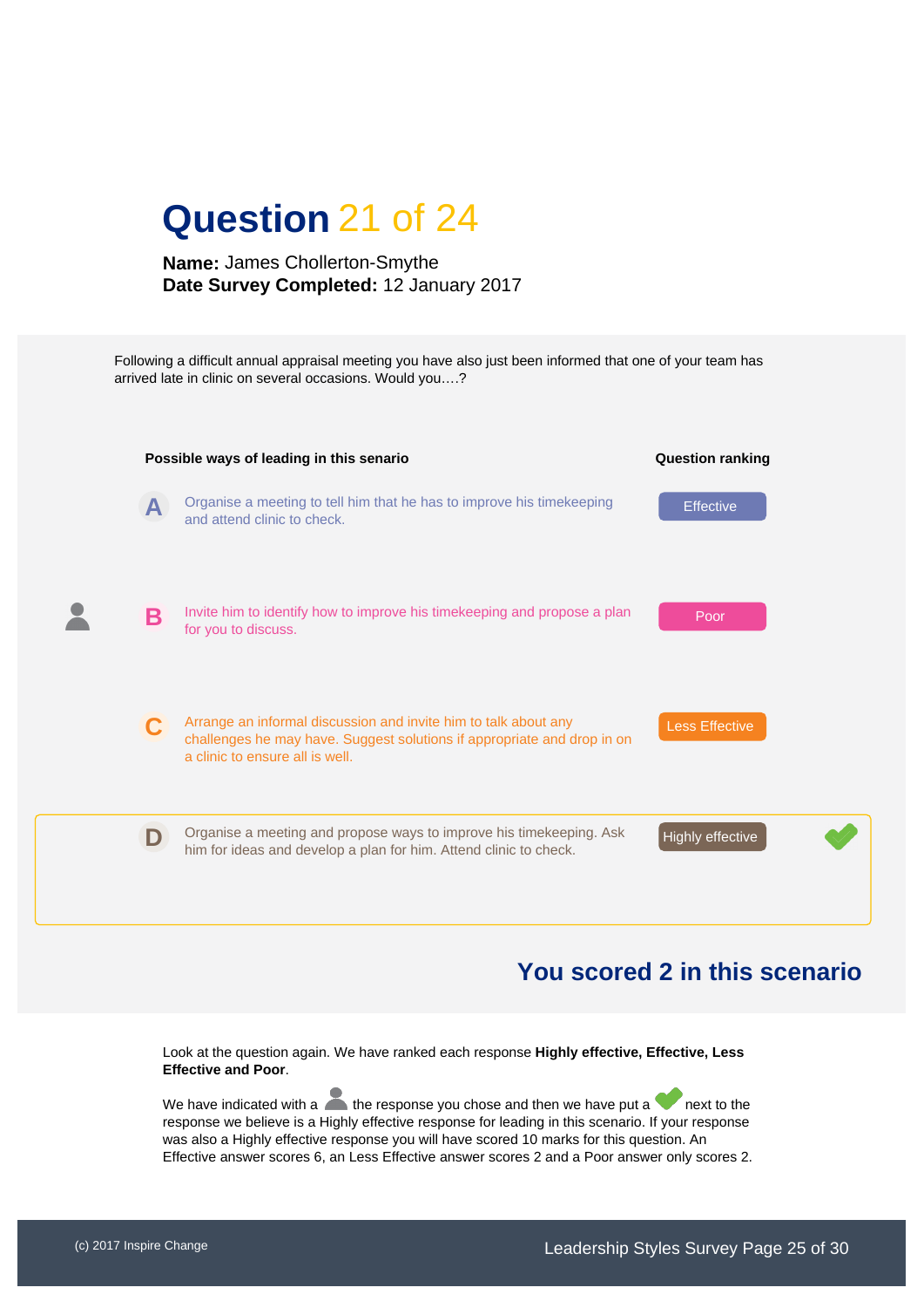# Question 21 of 24

**Name:** James Chollerton-Smythe
**Date Survey Completed:** 12 January 2017

Following a difficult annual appraisal meeting you have also just been informed that one of your team has arrived late in clinic on several occasions. Would you….?

| | Possible ways of leading in this senario | Question ranking | |
|---|---|---|---|
| **A** | Organise a meeting to tell him that he has to improve his timekeeping and attend clinic to check. | Effective | |
| **B** (your response) | Invite him to identify how to improve his timekeeping and propose a plan for you to discuss. | Poor | |
| **C** | Arrange an informal discussion and invite him to talk about any challenges he may have. Suggest solutions if appropriate and drop in on a clinic to ensure all is well. | Less Effective | |
| **D** | Organise a meeting and propose ways to improve his timekeeping. Ask him for ideas and develop a plan for him. Attend clinic to check. | Highly effective | ✔ |

## You scored 2 in this scenario

Look at the question again. We have ranked each response **Highly effective, Effective, Less Effective and Poor**.

We have indicated with a (person icon) the response you chose and then we have put a ✔ next to the response we believe is a Highly effective response for leading in this scenario. If your response was also a Highly effective response you will have scored 10 marks for this question. An Effective answer scores 6, an Less Effective answer scores 2 and a Poor answer only scores 2.

(c) 2017 Inspire Change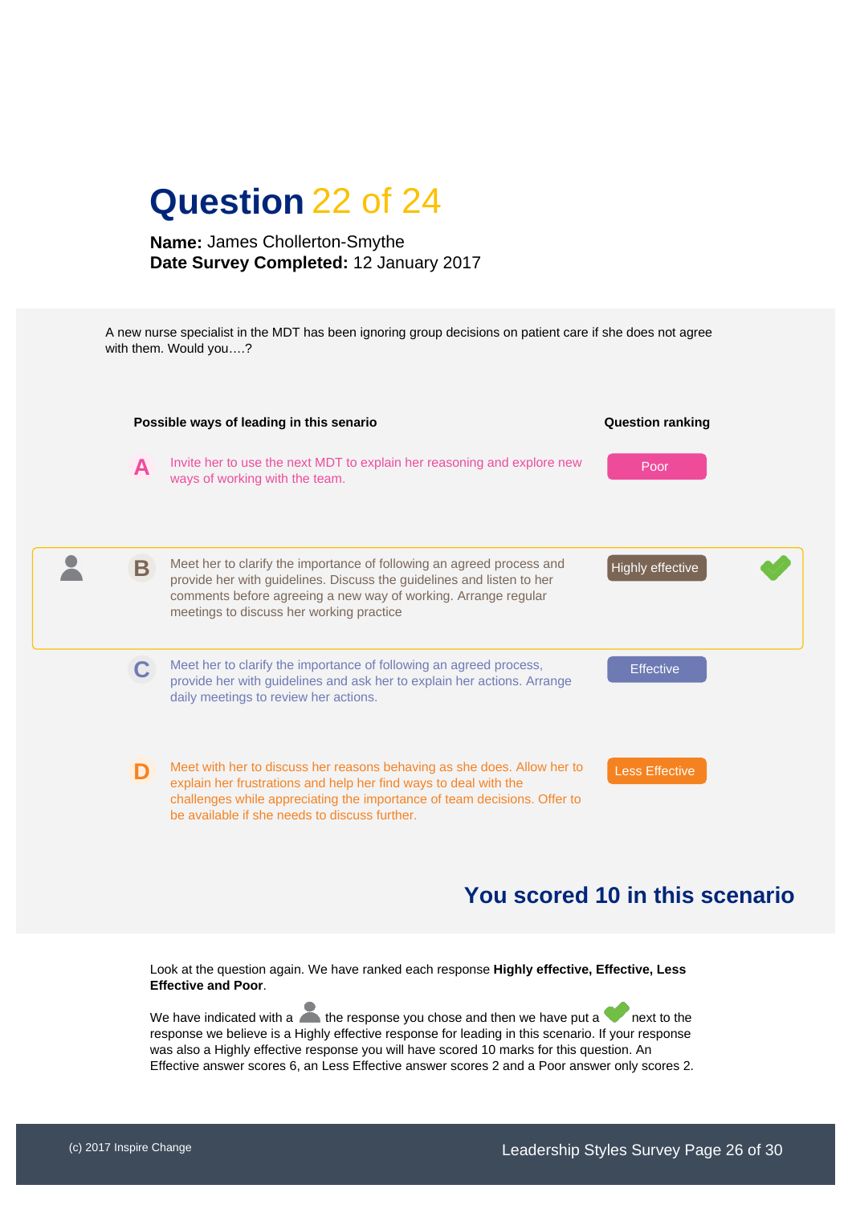# Question 22 of 24

**Name:** James Chollerton-Smythe
**Date Survey Completed:** 12 January 2017

A new nurse specialist in the MDT has been ignoring group decisions on patient care if she does not agree with them. Would you….?

| | Possible ways of leading in this senario | Question ranking | |
|---|---|---|---|
| A | Invite her to use the next MDT to explain her reasoning and explore new ways of working with the team. | Poor | |
| B (your response) | Meet her to clarify the importance of following an agreed process and provide her with guidelines. Discuss the guidelines and listen to her comments before agreeing a new way of working. Arrange regular meetings to discuss her working practice | Highly effective | ✔ |
| C | Meet her to clarify the importance of following an agreed process, provide her with guidelines and ask her to explain her actions. Arrange daily meetings to review her actions. | Effective | |
| D | Meet with her to discuss her reasons behaving as she does. Allow her to explain her frustrations and help her find ways to deal with the challenges while appreciating the importance of team decisions. Offer to be available if she needs to discuss further. | Less Effective | |

## You scored 10 in this scenario

Look at the question again. We have ranked each response **Highly effective, Effective, Less Effective and Poor**.

We have indicated with a person icon the response you chose and then we have put a ✔ next to the response we believe is a Highly effective response for leading in this scenario. If your response was also a Highly effective response you will have scored 10 marks for this question. An Effective answer scores 6, an Less Effective answer scores 2 and a Poor answer only scores 2.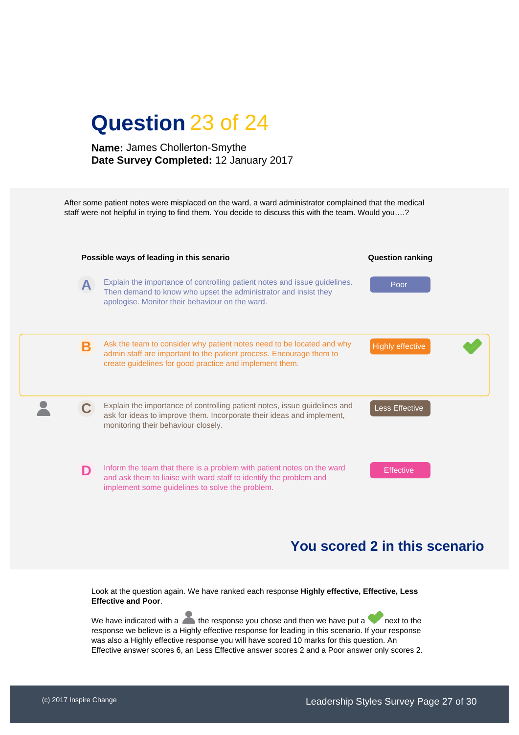# Question 23 of 24

**Name:** James Chollerton-Smythe
**Date Survey Completed:** 12 January 2017

After some patient notes were misplaced on the ward, a ward administrator complained that the medical staff were not helpful in trying to find them. You decide to discuss this with the team. Would you….?

| | Possible ways of leading in this senario | Question ranking | |
|---|---|---|---|
| **A** | Explain the importance of controlling patient notes and issue guidelines. Then demand to know who upset the administrator and insist they apologise. Monitor their behaviour on the ward. | Poor | |
| **B** | Ask the team to consider why patient notes need to be located and why admin staff are important to the patient process. Encourage them to create guidelines for good practice and implement them. | Highly effective | ✔ |
| **C** (your response) | Explain the importance of controlling patient notes, issue guidelines and ask for ideas to improve them. Incorporate their ideas and implement, monitoring their behaviour closely. | Less Effective | |
| **D** | Inform the team that there is a problem with patient notes on the ward and ask them to liaise with ward staff to identify the problem and implement some guidelines to solve the problem. | Effective | |

## You scored 2 in this scenario

Look at the question again. We have ranked each response **Highly effective, Effective, Less Effective and Poor**.

We have indicated with a person icon the response you chose and then we have put a ✔ next to the response we believe is a Highly effective response for leading in this scenario. If your response was also a Highly effective response you will have scored 10 marks for this question. An Effective answer scores 6, an Less Effective answer scores 2 and a Poor answer only scores 2.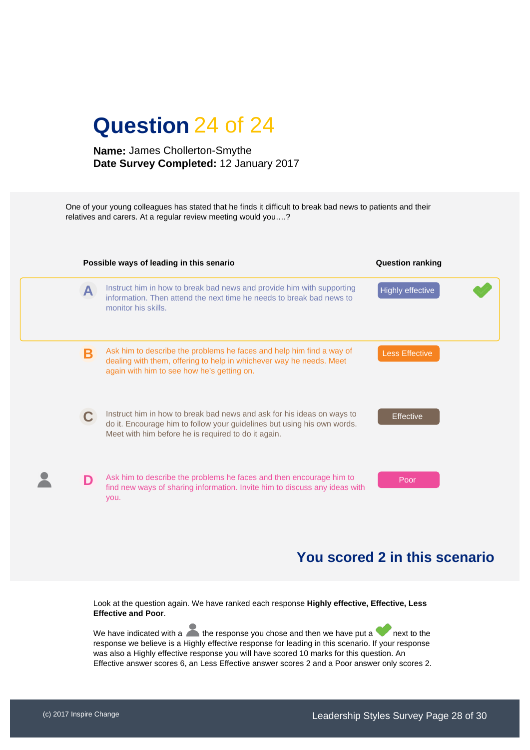# Question 24 of 24

**Name:** James Chollerton-Smythe
**Date Survey Completed:** 12 January 2017

One of your young colleagues has stated that he finds it difficult to break bad news to patients and their relatives and carers. At a regular review meeting would you….?

| | Possible ways of leading in this senario | Question ranking | |
|---|---|---|---|
| **A** | Instruct him in how to break bad news and provide him with supporting information. Then attend the next time he needs to break bad news to monitor his skills. | Highly effective | ✔ |
| **B** | Ask him to describe the problems he faces and help him find a way of dealing with them, offering to help in whichever way he needs. Meet again with him to see how he's getting on. | Less Effective | |
| **C** | Instruct him in how to break bad news and ask for his ideas on ways to do it. Encourage him to follow your guidelines but using his own words. Meet with him before he is required to do it again. | Effective | |
| **D** (your response) | Ask him to describe the problems he faces and then encourage him to find new ways of sharing information. Invite him to discuss any ideas with you. | Poor | |

## You scored 2 in this scenario

Look at the question again. We have ranked each response **Highly effective, Effective, Less Effective and Poor**.

We have indicated with a (person icon) the response you chose and then we have put a ✔ next to the response we believe is a Highly effective response for leading in this scenario. If your response was also a Highly effective response you will have scored 10 marks for this question. An Effective answer scores 6, an Less Effective answer scores 2 and a Poor answer only scores 2.

(c) 2017 Inspire Change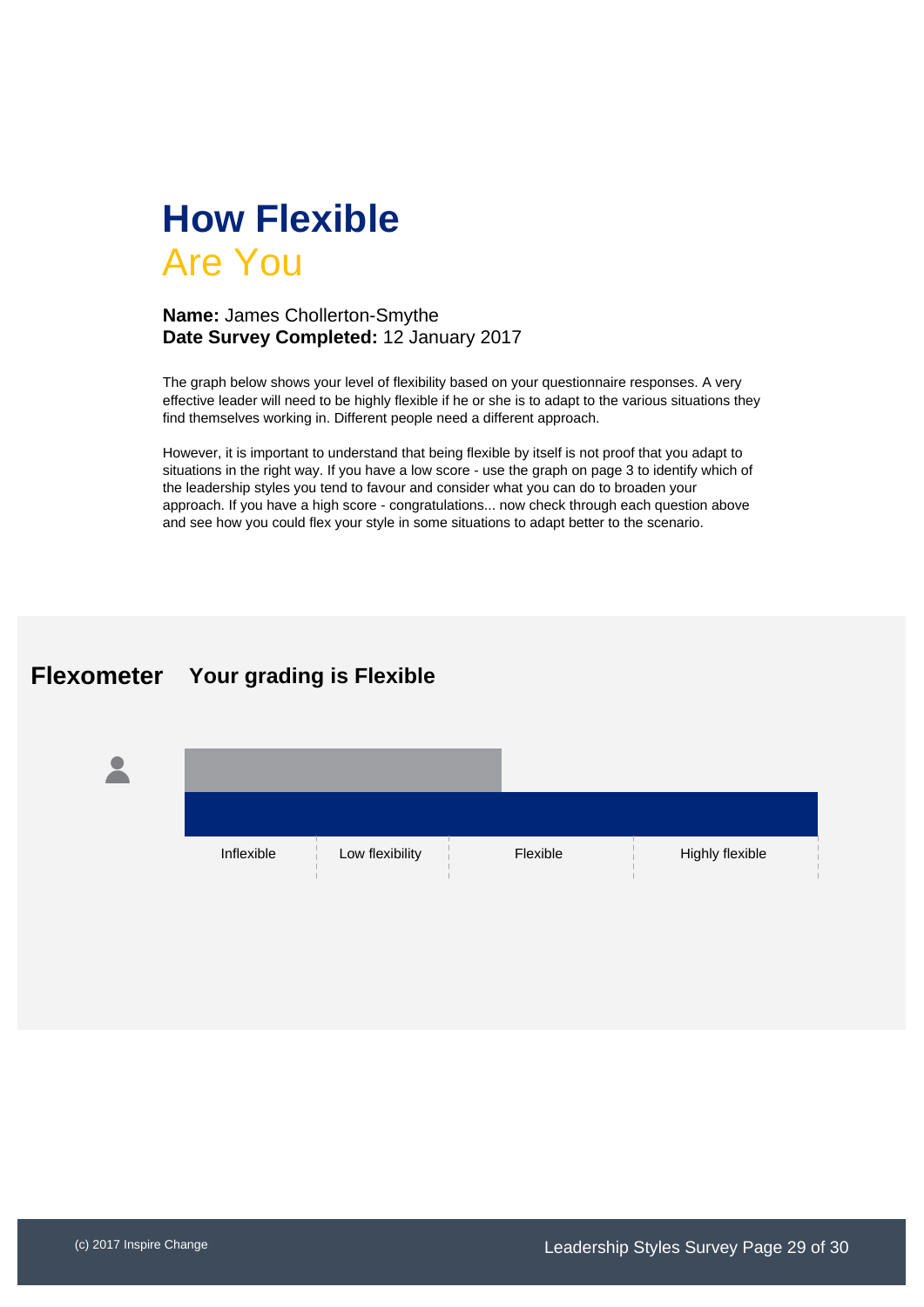# How Flexible
## Are You

**Name:** James Chollerton-Smythe
**Date Survey Completed:** 12 January 2017

The graph below shows your level of flexibility based on your questionnaire responses. A very effective leader will need to be highly flexible if he or she is to adapt to the various situations they find themselves working in. Different people need a different approach.

However, it is important to understand that being flexible by itself is not proof that you adapt to situations in the right way. If you have a low score - use the graph on page 3 to identify which of the leadership styles you tend to favour and consider what you can do to broaden your approach. If you have a high score - congratulations... now check through each question above and see how you could flex your style in some situations to adapt better to the scenario.

**Flexometer** **Your grading is Flexible**

Inflexible | Low flexibility | Flexible | Highly flexible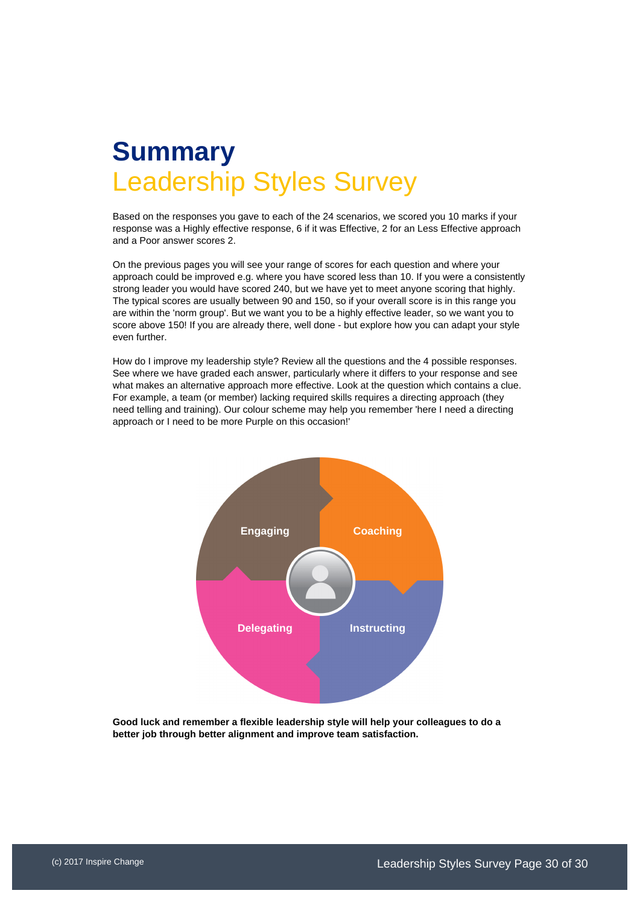# Summary
## Leadership Styles Survey

Based on the responses you gave to each of the 24 scenarios, we scored you 10 marks if your response was a Highly effective response, 6 if it was Effective, 2 for an Less Effective approach and a Poor answer scores 2.

On the previous pages you will see your range of scores for each question and where your approach could be improved e.g. where you have scored less than 10. If you were a consistently strong leader you would have scored 240, but we have yet to meet anyone scoring that highly. The typical scores are usually between 90 and 150, so if your overall score is in this range you are within the 'norm group'. But we want you to be a highly effective leader, so we want you to score above 150! If you are already there, well done - but explore how you can adapt your style even further.

How do I improve my leadership style? Review all the questions and the 4 possible responses. See where we have graded each answer, particularly where it differs to your response and see what makes an alternative approach more effective. Look at the question which contains a clue. For example, a team (or member) lacking required skills requires a directing approach (they need telling and training). Our colour scheme may help you remember 'here I need a directing approach or I need to be more Purple on this occasion!'

Engaging

Coaching

Delegating

Instructing

**Good luck and remember a flexible leadership style will help your colleagues to do a better job through better alignment and improve team satisfaction.**

(c) 2017 Inspire Change